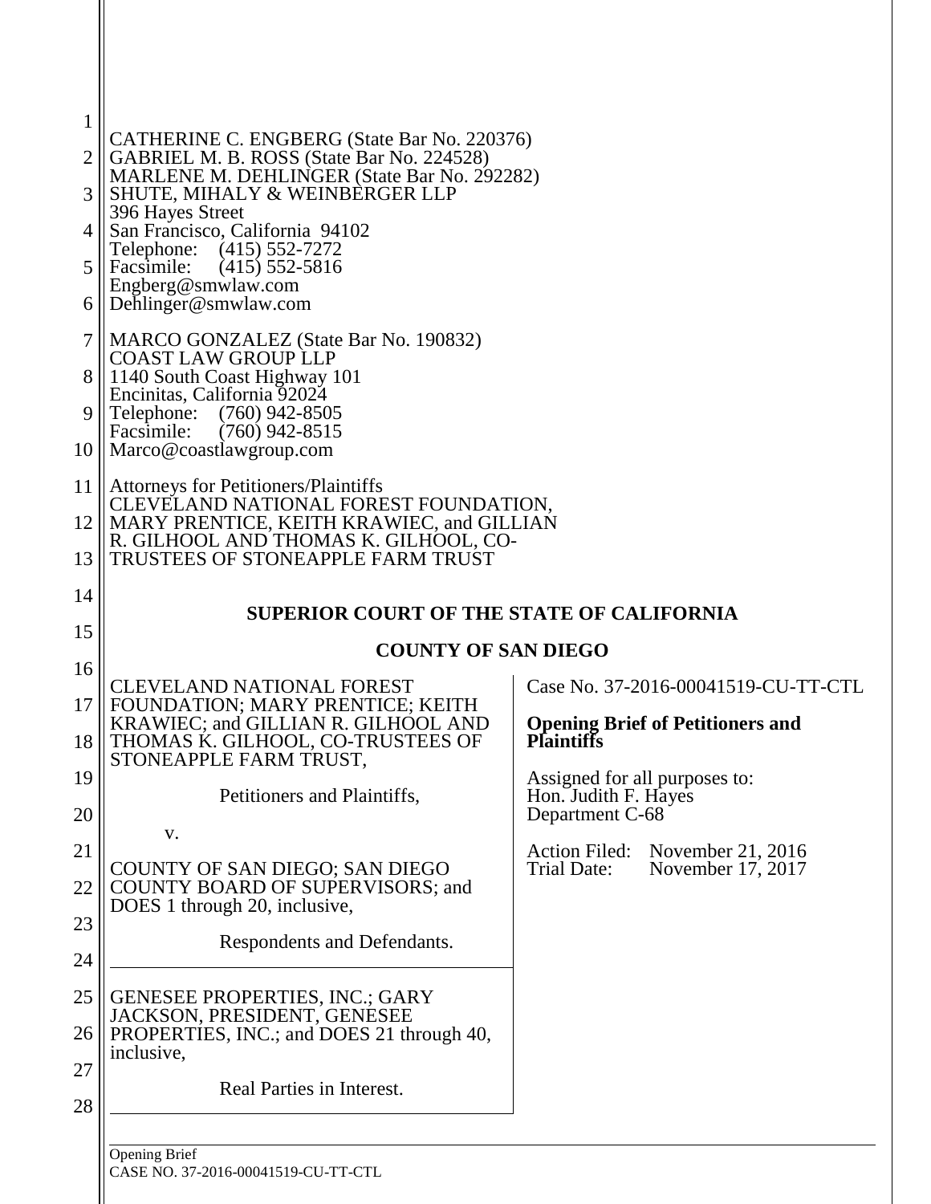CATHERINE C. ENGBERG (State Bar No. 220376)
GABRIEL M. B. ROSS (State Bar No. 224528)
MARLENE M. DEHLINGER (State Bar No. 292282)
SHUTE, MIHALY & WEINBERGER LLP
396 Hayes Street
San Francisco, California 94102
Telephone: (415) 552-7272
Facsimile: (415) 552-5816
Engberg@smwlaw.com
Dehlinger@smwlaw.com

MARCO GONZALEZ (State Bar No. 190832)
COAST LAW GROUP LLP
1140 South Coast Highway 101
Encinitas, California 92024
Telephone: (760) 942-8505
Facsimile: (760) 942-8515
Marco@coastlawgroup.com

Attorneys for Petitioners/Plaintiffs
CLEVELAND NATIONAL FOREST FOUNDATION,
MARY PRENTICE, KEITH KRAWIEC, and GILLIAN
R. GILHOOL AND THOMAS K. GILHOOL, CO-
TRUSTEES OF STONEAPPLE FARM TRUST

**SUPERIOR COURT OF THE STATE OF CALIFORNIA**

**COUNTY OF SAN DIEGO**

CLEVELAND NATIONAL FOREST FOUNDATION; MARY PRENTICE; KEITH KRAWIEC; and GILLIAN R. GILHOOL AND THOMAS K. GILHOOL, CO-TRUSTEES OF STONEAPPLE FARM TRUST,

Petitioners and Plaintiffs,

v.

COUNTY OF SAN DIEGO; SAN DIEGO COUNTY BOARD OF SUPERVISORS; and DOES 1 through 20, inclusive,

Respondents and Defendants.

GENESEE PROPERTIES, INC.; GARY JACKSON, PRESIDENT, GENESEE PROPERTIES, INC.; and DOES 21 through 40, inclusive,

Real Parties in Interest.

Case No. 37-2016-00041519-CU-TT-CTL

**Opening Brief of Petitioners and Plaintiffs**

Assigned for all purposes to:
Hon. Judith F. Hayes
Department C-68

Action Filed: November 21, 2016
Trial Date: November 17, 2017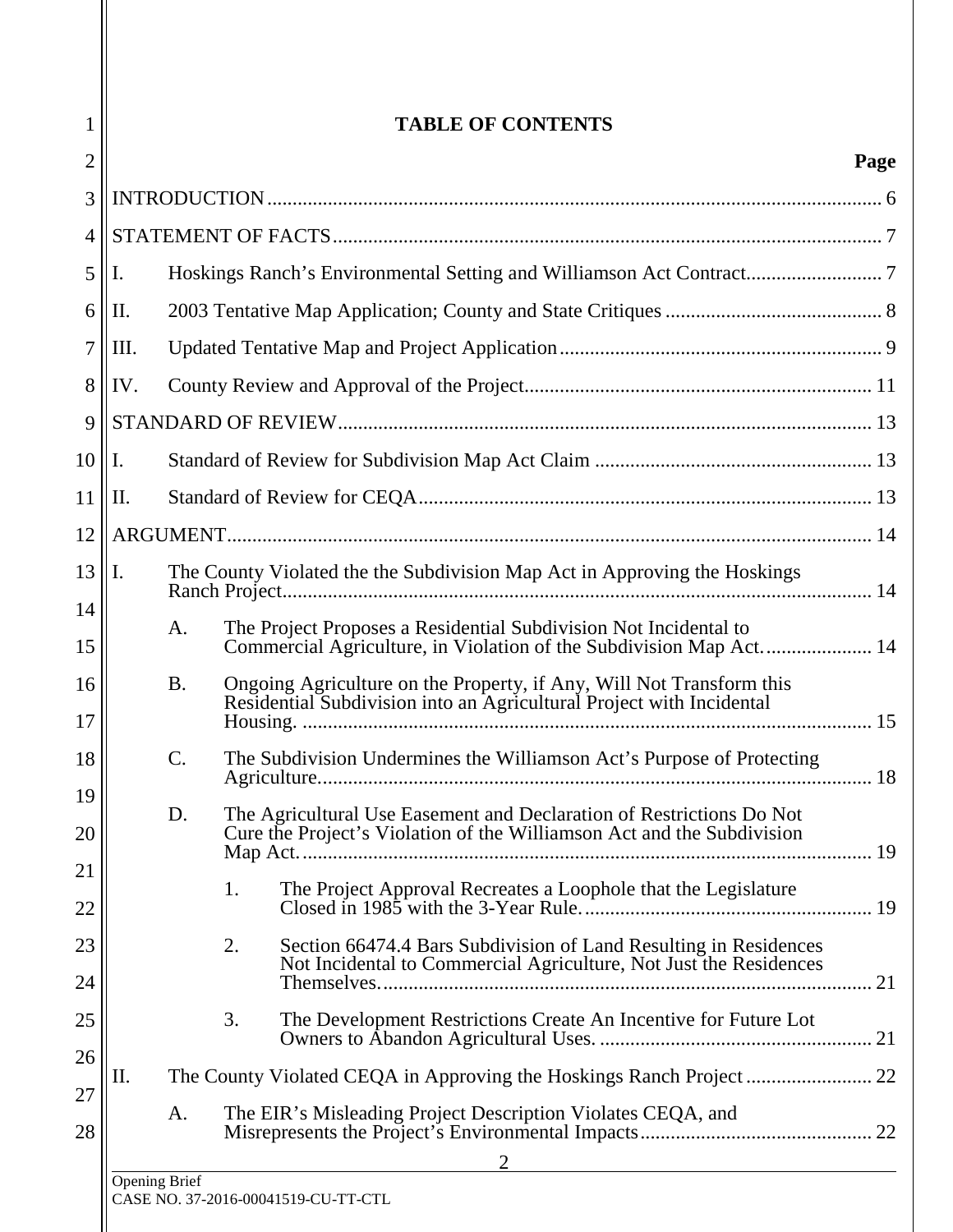# TABLE OF CONTENTS

**Page**

INTRODUCTION ........................................................................................................... 6

STATEMENT OF FACTS ............................................................................................... 7

I. Hoskings Ranch's Environmental Setting and Williamson Act Contract ........................... 7

II. 2003 Tentative Map Application; County and State Critiques ........................................... 8

III. Updated Tentative Map and Project Application ................................................................ 9

IV. County Review and Approval of the Project ..................................................................... 11

STANDARD OF REVIEW ............................................................................................ 13

I. Standard of Review for Subdivision Map Act Claim ....................................................... 13

II. Standard of Review for CEQA .......................................................................................... 13

ARGUMENT ................................................................................................................ 14

I. The County Violated the the Subdivision Map Act in Approving the Hoskings Ranch Project ..................................................................................................... 14

   A. The Project Proposes a Residential Subdivision Not Incidental to Commercial Agriculture, in Violation of the Subdivision Map Act. .................... 14

   B. Ongoing Agriculture on the Property, if Any, Will Not Transform this Residential Subdivision into an Agricultural Project with Incidental Housing. ................................................................................................ 15

   C. The Subdivision Undermines the Williamson Act's Purpose of Protecting Agriculture. ............................................................................................ 18

   D. The Agricultural Use Easement and Declaration of Restrictions Do Not Cure the Project's Violation of the Williamson Act and the Subdivision Map Act. ................................................................................................ 19

      1. The Project Approval Recreates a Loophole that the Legislature Closed in 1985 with the 3-Year Rule. ......................................................... 19

      2. Section 66474.4 Bars Subdivision of Land Resulting in Residences Not Incidental to Commercial Agriculture, Not Just the Residences Themselves. ................................................................................. 21

      3. The Development Restrictions Create An Incentive for Future Lot Owners to Abandon Agricultural Uses. ...................................................... 21

II. The County Violated CEQA in Approving the Hoskings Ranch Project ......................... 22

   A. The EIR's Misleading Project Description Violates CEQA, and Misrepresents the Project's Environmental Impacts .............................................. 22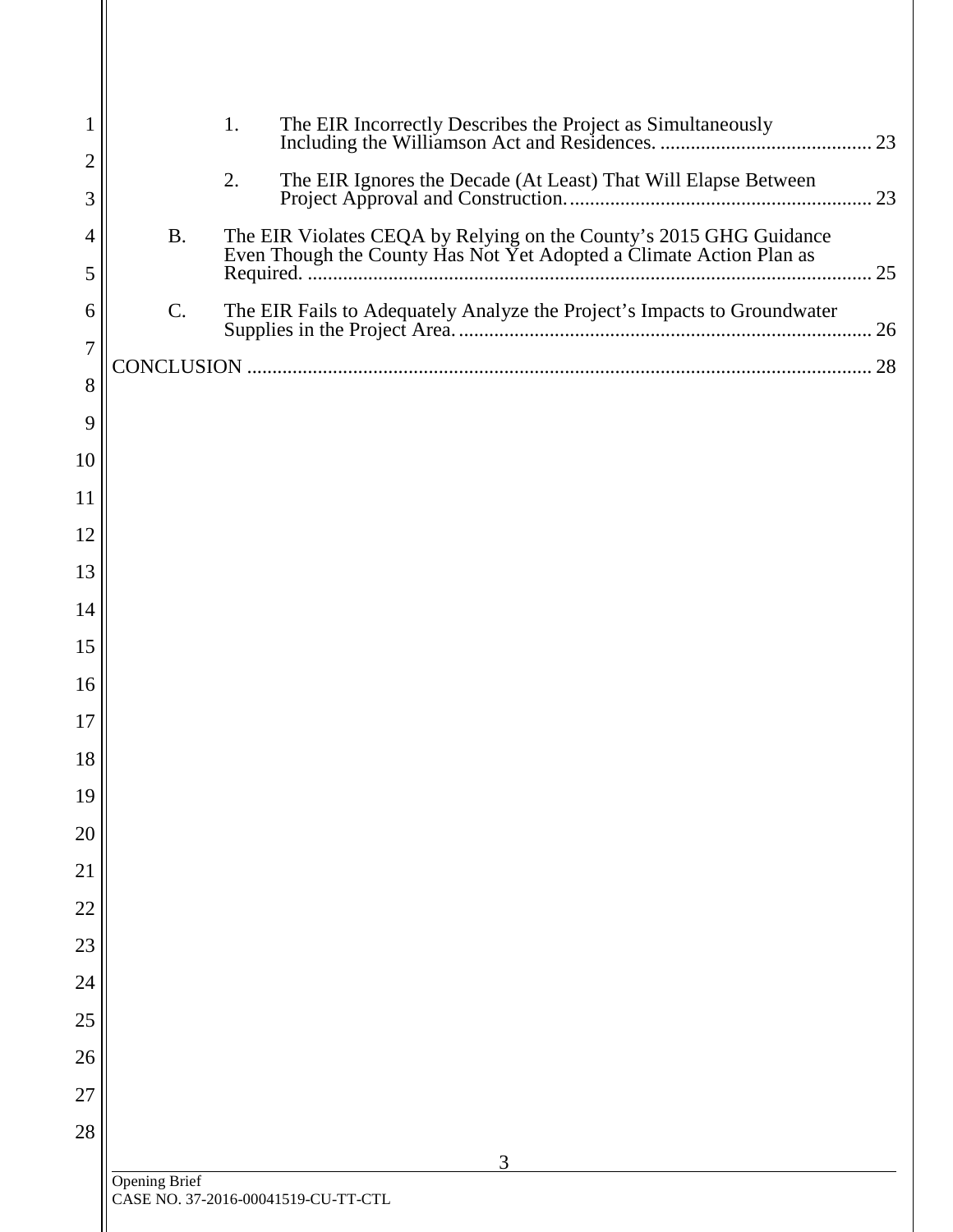1. The EIR Incorrectly Describes the Project as Simultaneously Including the Williamson Act and Residences. .......................................... 23

2. The EIR Ignores the Decade (At Least) That Will Elapse Between Project Approval and Construction. ........................................................... 23

B. The EIR Violates CEQA by Relying on the County's 2015 GHG Guidance Even Though the County Has Not Yet Adopted a Climate Action Plan as Required. ............................................................................................................. 25

C. The EIR Fails to Adequately Analyze the Project's Impacts to Groundwater Supplies in the Project Area. ................................................................................ 26

CONCLUSION ......................................................................................................................... 28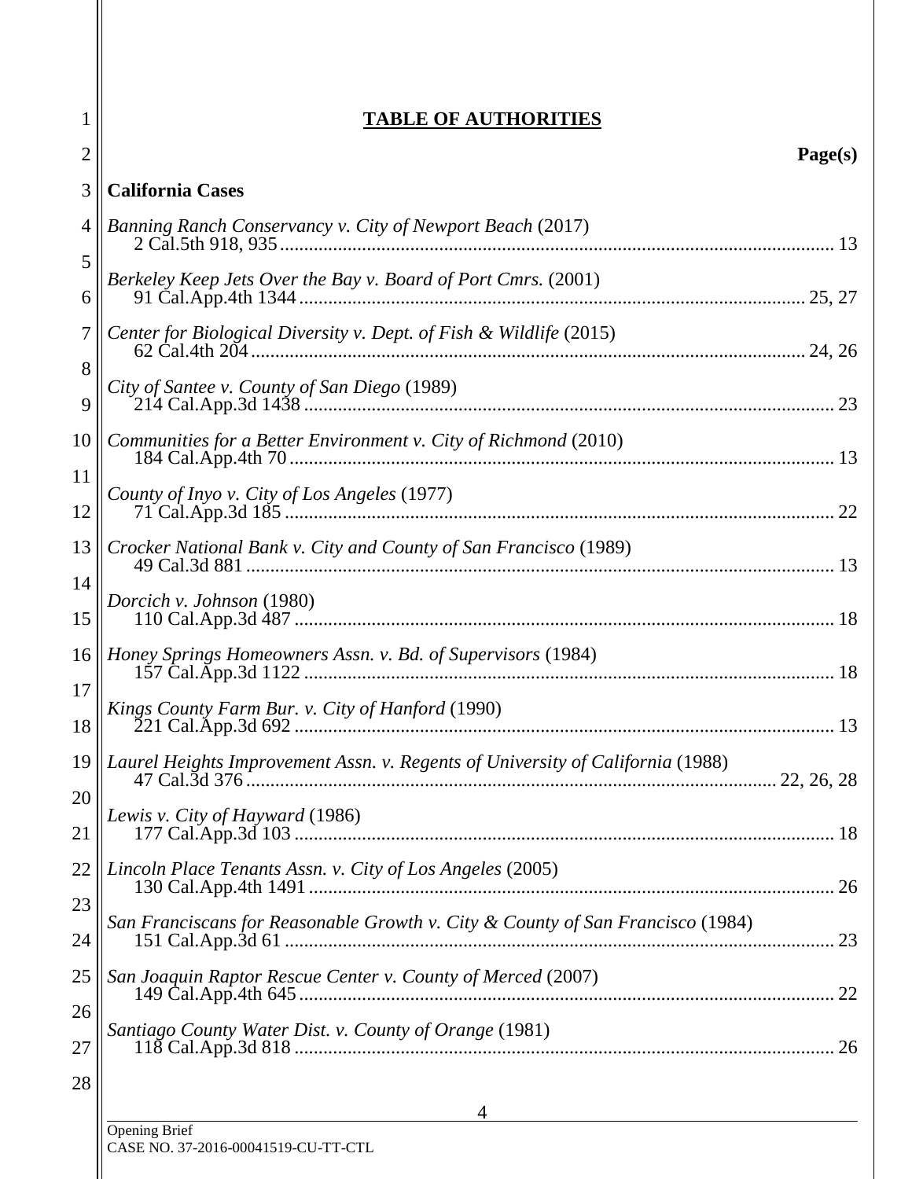# TABLE OF AUTHORITIES

**Page(s)**

**California Cases**

*Banning Ranch Conservancy v. City of Newport Beach* (2017)
2 Cal.5th 918, 935 .......... 13

*Berkeley Keep Jets Over the Bay v. Board of Port Cmrs.* (2001)
91 Cal.App.4th 1344 .......... 25, 27

*Center for Biological Diversity v. Dept. of Fish & Wildlife* (2015)
62 Cal.4th 204 .......... 24, 26

*City of Santee v. County of San Diego* (1989)
214 Cal.App.3d 1438 .......... 23

*Communities for a Better Environment v. City of Richmond* (2010)
184 Cal.App.4th 70 .......... 13

*County of Inyo v. City of Los Angeles* (1977)
71 Cal.App.3d 185 .......... 22

*Crocker National Bank v. City and County of San Francisco* (1989)
49 Cal.3d 881 .......... 13

*Dorcich v. Johnson* (1980)
110 Cal.App.3d 487 .......... 18

*Honey Springs Homeowners Assn. v. Bd. of Supervisors* (1984)
157 Cal.App.3d 1122 .......... 18

*Kings County Farm Bur. v. City of Hanford* (1990)
221 Cal.App.3d 692 .......... 13

*Laurel Heights Improvement Assn. v. Regents of University of California* (1988)
47 Cal.3d 376 .......... 22, 26, 28

*Lewis v. City of Hayward* (1986)
177 Cal.App.3d 103 .......... 18

*Lincoln Place Tenants Assn. v. City of Los Angeles* (2005)
130 Cal.App.4th 1491 .......... 26

*San Franciscans for Reasonable Growth v. City & County of San Francisco* (1984)
151 Cal.App.3d 61 .......... 23

*San Joaquin Raptor Rescue Center v. County of Merced* (2007)
149 Cal.App.4th 645 .......... 22

*Santiago County Water Dist. v. County of Orange* (1981)
118 Cal.App.3d 818 .......... 26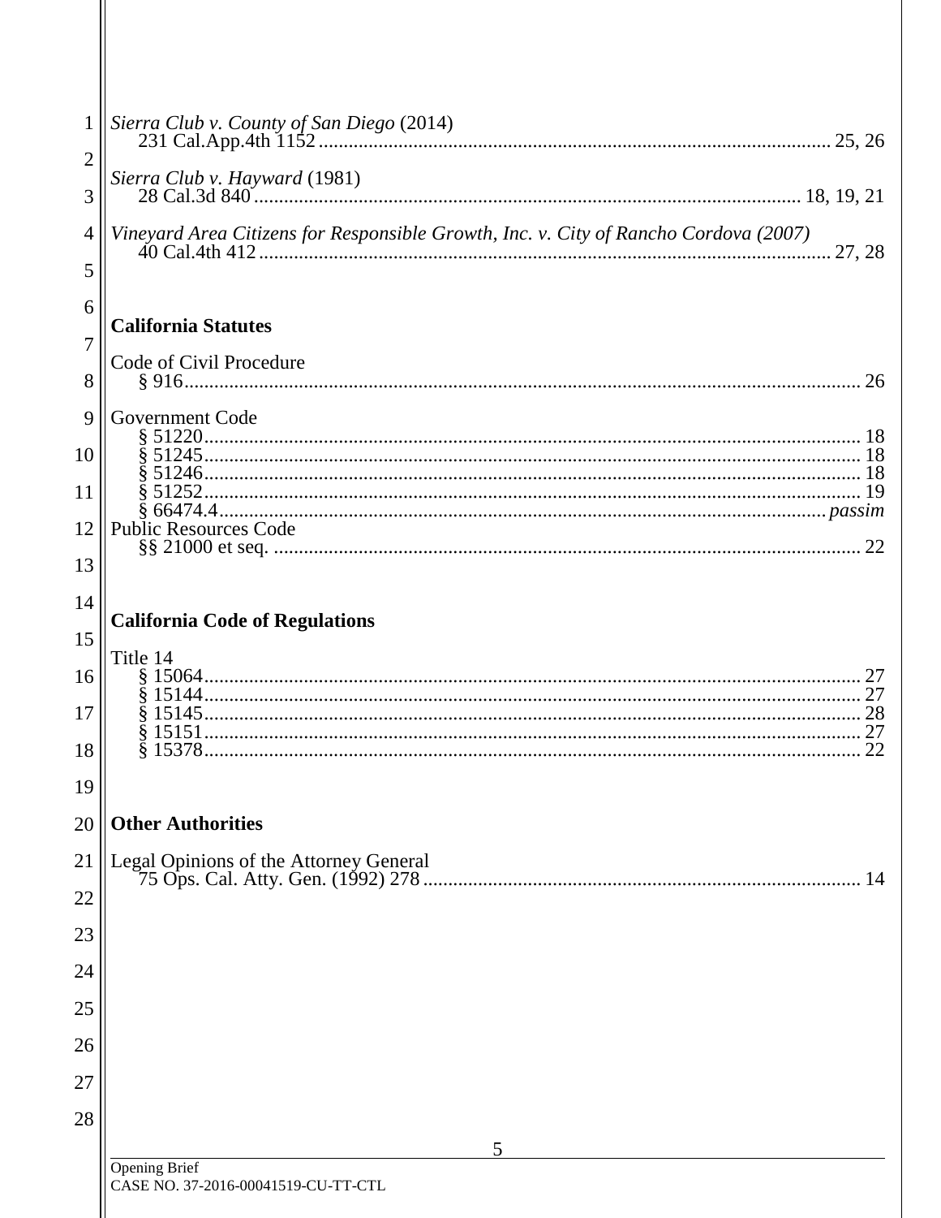*Sierra Club v. County of San Diego* (2014)
231 Cal.App.4th 1152 ........................................................................................ 25, 26

*Sierra Club v. Hayward* (1981)
28 Cal.3d 840 ........................................................................................ 18, 19, 21

*Vineyard Area Citizens for Responsible Growth, Inc. v. City of Rancho Cordova (2007)*
40 Cal.4th 412 ........................................................................................ 27, 28

**California Statutes**

Code of Civil Procedure
§ 916 ........................................................................................ 26

Government Code
§ 51220 ........................................................................................ 18
§ 51245 ........................................................................................ 18
§ 51246 ........................................................................................ 18
§ 51252 ........................................................................................ 19
§ 66474.4 ........................................................................................ *passim*

Public Resources Code
§§ 21000 et seq. ........................................................................................ 22

**California Code of Regulations**

Title 14
§ 15064 ........................................................................................ 27
§ 15144 ........................................................................................ 27
§ 15145 ........................................................................................ 28
§ 15151 ........................................................................................ 27
§ 15378 ........................................................................................ 22

**Other Authorities**

Legal Opinions of the Attorney General
75 Ops. Cal. Atty. Gen. (1992) 278 ........................................................................................ 14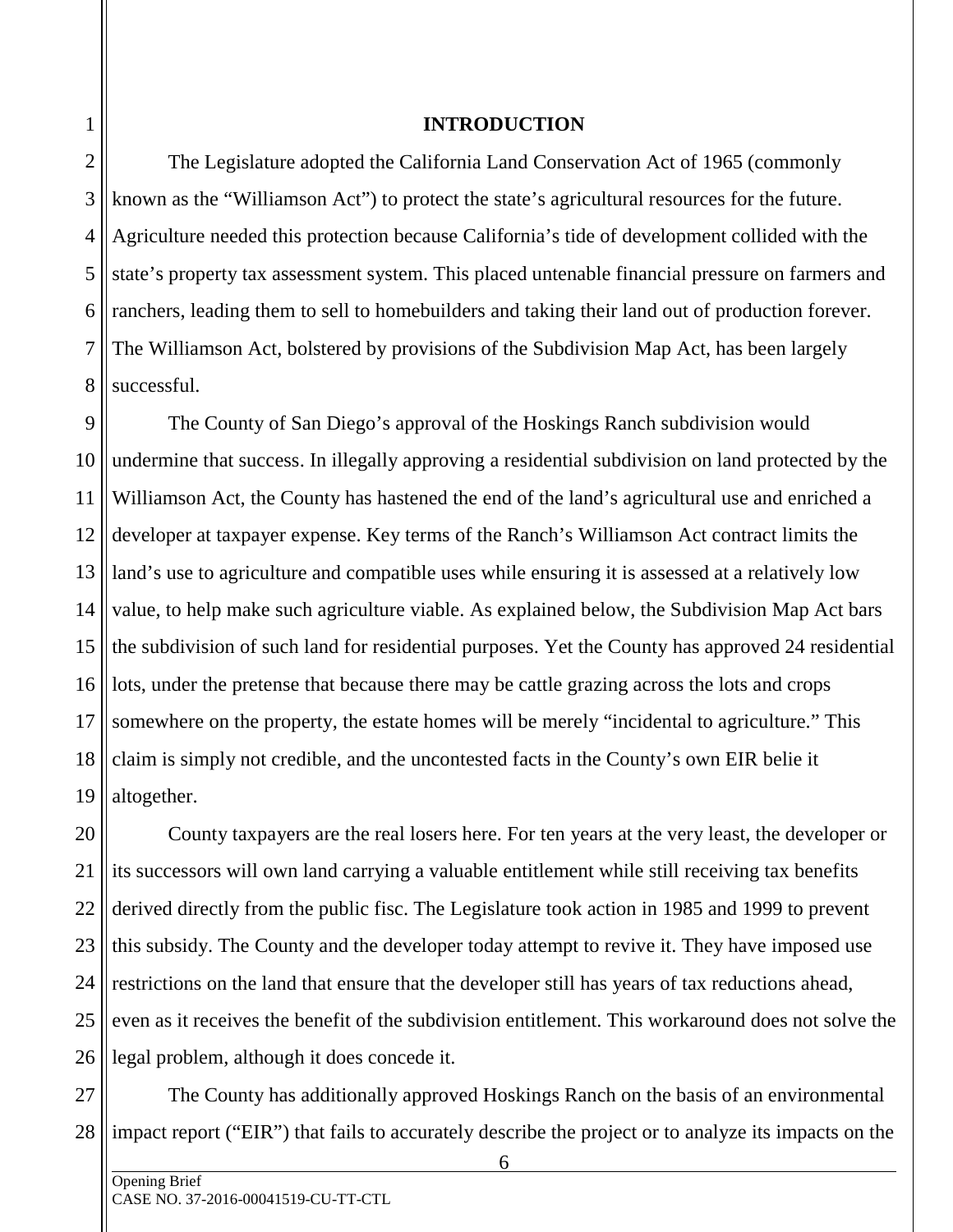# INTRODUCTION

The Legislature adopted the California Land Conservation Act of 1965 (commonly known as the "Williamson Act") to protect the state's agricultural resources for the future. Agriculture needed this protection because California's tide of development collided with the state's property tax assessment system. This placed untenable financial pressure on farmers and ranchers, leading them to sell to homebuilders and taking their land out of production forever. The Williamson Act, bolstered by provisions of the Subdivision Map Act, has been largely successful.

The County of San Diego's approval of the Hoskings Ranch subdivision would undermine that success. In illegally approving a residential subdivision on land protected by the Williamson Act, the County has hastened the end of the land's agricultural use and enriched a developer at taxpayer expense. Key terms of the Ranch's Williamson Act contract limits the land's use to agriculture and compatible uses while ensuring it is assessed at a relatively low value, to help make such agriculture viable. As explained below, the Subdivision Map Act bars the subdivision of such land for residential purposes. Yet the County has approved 24 residential lots, under the pretense that because there may be cattle grazing across the lots and crops somewhere on the property, the estate homes will be merely "incidental to agriculture." This claim is simply not credible, and the uncontested facts in the County's own EIR belie it altogether.

County taxpayers are the real losers here. For ten years at the very least, the developer or its successors will own land carrying a valuable entitlement while still receiving tax benefits derived directly from the public fisc. The Legislature took action in 1985 and 1999 to prevent this subsidy. The County and the developer today attempt to revive it. They have imposed use restrictions on the land that ensure that the developer still has years of tax reductions ahead, even as it receives the benefit of the subdivision entitlement. This workaround does not solve the legal problem, although it does concede it.

The County has additionally approved Hoskings Ranch on the basis of an environmental impact report ("EIR") that fails to accurately describe the project or to analyze its impacts on the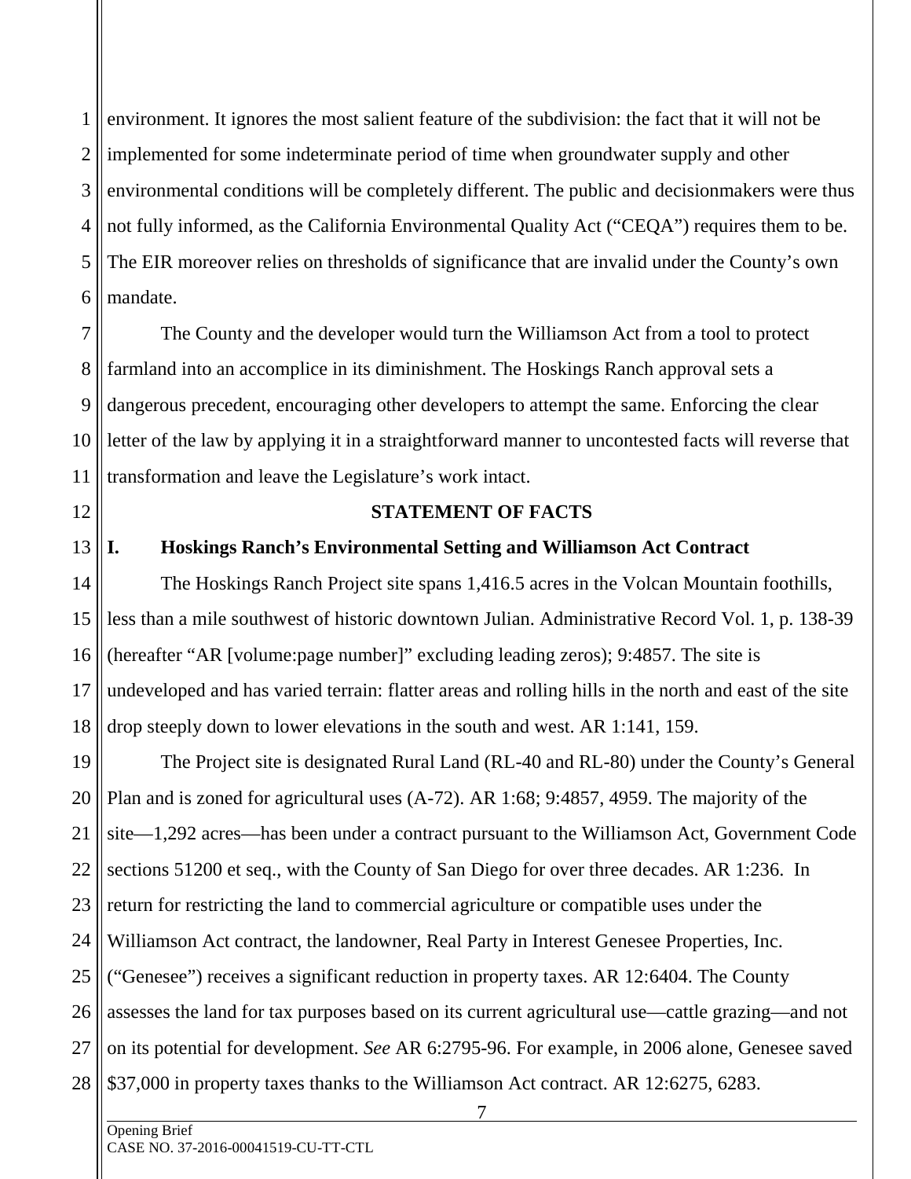environment. It ignores the most salient feature of the subdivision: the fact that it will not be implemented for some indeterminate period of time when groundwater supply and other environmental conditions will be completely different. The public and decisionmakers were thus not fully informed, as the California Environmental Quality Act ("CEQA") requires them to be. The EIR moreover relies on thresholds of significance that are invalid under the County's own mandate.

The County and the developer would turn the Williamson Act from a tool to protect farmland into an accomplice in its diminishment. The Hoskings Ranch approval sets a dangerous precedent, encouraging other developers to attempt the same. Enforcing the clear letter of the law by applying it in a straightforward manner to uncontested facts will reverse that transformation and leave the Legislature's work intact.

## STATEMENT OF FACTS

### I. Hoskings Ranch's Environmental Setting and Williamson Act Contract

The Hoskings Ranch Project site spans 1,416.5 acres in the Volcan Mountain foothills, less than a mile southwest of historic downtown Julian. Administrative Record Vol. 1, p. 138-39 (hereafter "AR [volume:page number]" excluding leading zeros); 9:4857. The site is undeveloped and has varied terrain: flatter areas and rolling hills in the north and east of the site drop steeply down to lower elevations in the south and west. AR 1:141, 159.

The Project site is designated Rural Land (RL-40 and RL-80) under the County's General Plan and is zoned for agricultural uses (A-72). AR 1:68; 9:4857, 4959. The majority of the site—1,292 acres—has been under a contract pursuant to the Williamson Act, Government Code sections 51200 et seq., with the County of San Diego for over three decades. AR 1:236. In return for restricting the land to commercial agriculture or compatible uses under the Williamson Act contract, the landowner, Real Party in Interest Genesee Properties, Inc. ("Genesee") receives a significant reduction in property taxes. AR 12:6404. The County assesses the land for tax purposes based on its current agricultural use—cattle grazing—and not on its potential for development. *See* AR 6:2795-96. For example, in 2006 alone, Genesee saved $37,000 in property taxes thanks to the Williamson Act contract. AR 12:6275, 6283.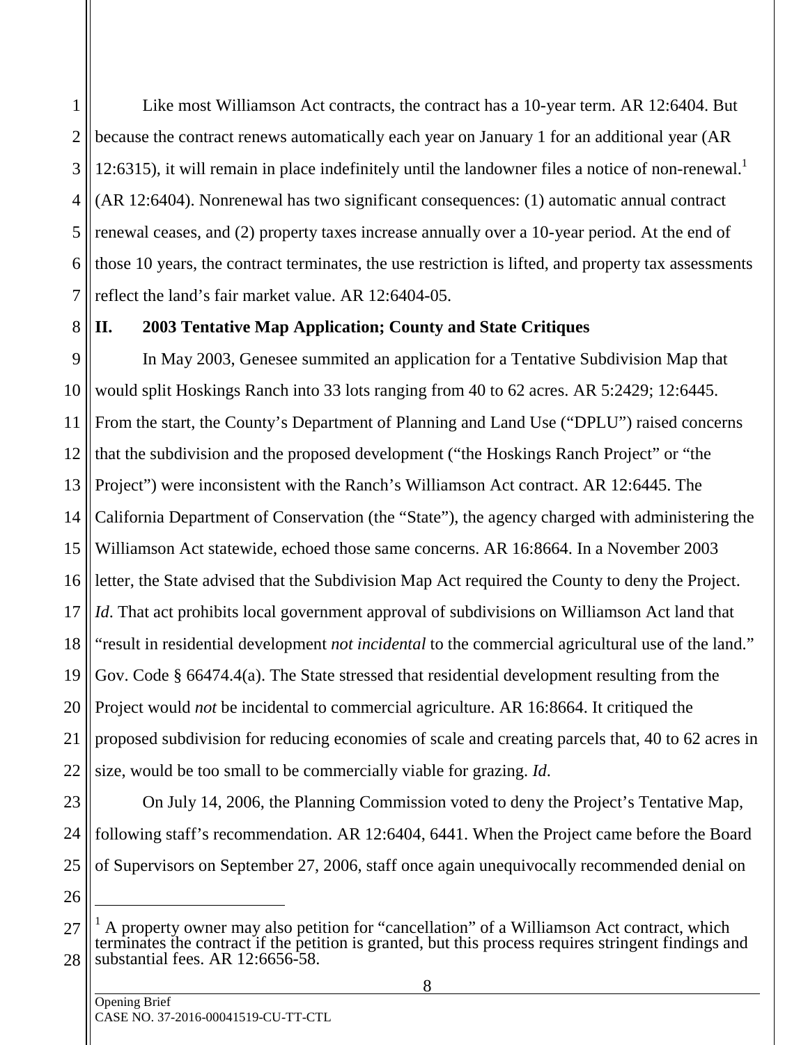Like most Williamson Act contracts, the contract has a 10-year term. AR 12:6404. But because the contract renews automatically each year on January 1 for an additional year (AR 12:6315), it will remain in place indefinitely until the landowner files a notice of non-renewal.[1] (AR 12:6404). Nonrenewal has two significant consequences: (1) automatic annual contract renewal ceases, and (2) property taxes increase annually over a 10-year period. At the end of those 10 years, the contract terminates, the use restriction is lifted, and property tax assessments reflect the land's fair market value. AR 12:6404-05.

## II. 2003 Tentative Map Application; County and State Critiques

In May 2003, Genesee summited an application for a Tentative Subdivision Map that would split Hoskings Ranch into 33 lots ranging from 40 to 62 acres. AR 5:2429; 12:6445. From the start, the County's Department of Planning and Land Use ("DPLU") raised concerns that the subdivision and the proposed development ("the Hoskings Ranch Project" or "the Project") were inconsistent with the Ranch's Williamson Act contract. AR 12:6445. The California Department of Conservation (the "State"), the agency charged with administering the Williamson Act statewide, echoed those same concerns. AR 16:8664. In a November 2003 letter, the State advised that the Subdivision Map Act required the County to deny the Project. *Id*. That act prohibits local government approval of subdivisions on Williamson Act land that "result in residential development *not incidental* to the commercial agricultural use of the land." Gov. Code § 66474.4(a). The State stressed that residential development resulting from the Project would *not* be incidental to commercial agriculture. AR 16:8664. It critiqued the proposed subdivision for reducing economies of scale and creating parcels that, 40 to 62 acres in size, would be too small to be commercially viable for grazing. *Id*.

On July 14, 2006, the Planning Commission voted to deny the Project's Tentative Map, following staff's recommendation. AR 12:6404, 6441. When the Project came before the Board of Supervisors on September 27, 2006, staff once again unequivocally recommended denial on

[1] A property owner may also petition for "cancellation" of a Williamson Act contract, which terminates the contract if the petition is granted, but this process requires stringent findings and substantial fees. AR 12:6656-58.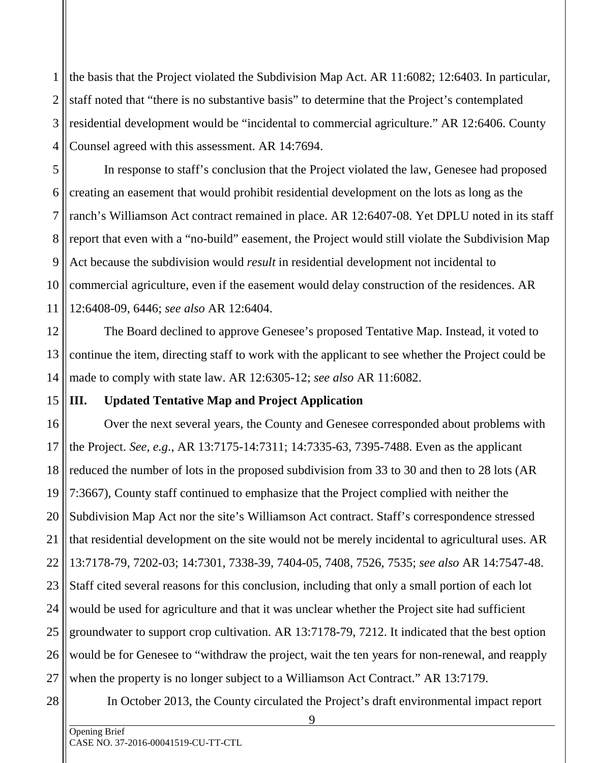the basis that the Project violated the Subdivision Map Act. AR 11:6082; 12:6403. In particular, staff noted that "there is no substantive basis" to determine that the Project's contemplated residential development would be "incidental to commercial agriculture." AR 12:6406. County Counsel agreed with this assessment. AR 14:7694.

In response to staff's conclusion that the Project violated the law, Genesee had proposed creating an easement that would prohibit residential development on the lots as long as the ranch's Williamson Act contract remained in place. AR 12:6407-08. Yet DPLU noted in its staff report that even with a "no-build" easement, the Project would still violate the Subdivision Map Act because the subdivision would *result* in residential development not incidental to commercial agriculture, even if the easement would delay construction of the residences. AR 12:6408-09, 6446; *see also* AR 12:6404.

The Board declined to approve Genesee's proposed Tentative Map. Instead, it voted to continue the item, directing staff to work with the applicant to see whether the Project could be made to comply with state law. AR 12:6305-12; *see also* AR 11:6082.

## III. Updated Tentative Map and Project Application

Over the next several years, the County and Genesee corresponded about problems with the Project. *See, e.g.*, AR 13:7175-14:7311; 14:7335-63, 7395-7488. Even as the applicant reduced the number of lots in the proposed subdivision from 33 to 30 and then to 28 lots (AR 7:3667), County staff continued to emphasize that the Project complied with neither the Subdivision Map Act nor the site's Williamson Act contract. Staff's correspondence stressed that residential development on the site would not be merely incidental to agricultural uses. AR 13:7178-79, 7202-03; 14:7301, 7338-39, 7404-05, 7408, 7526, 7535; *see also* AR 14:7547-48. Staff cited several reasons for this conclusion, including that only a small portion of each lot would be used for agriculture and that it was unclear whether the Project site had sufficient groundwater to support crop cultivation. AR 13:7178-79, 7212. It indicated that the best option would be for Genesee to "withdraw the project, wait the ten years for non-renewal, and reapply when the property is no longer subject to a Williamson Act Contract." AR 13:7179.

In October 2013, the County circulated the Project's draft environmental impact report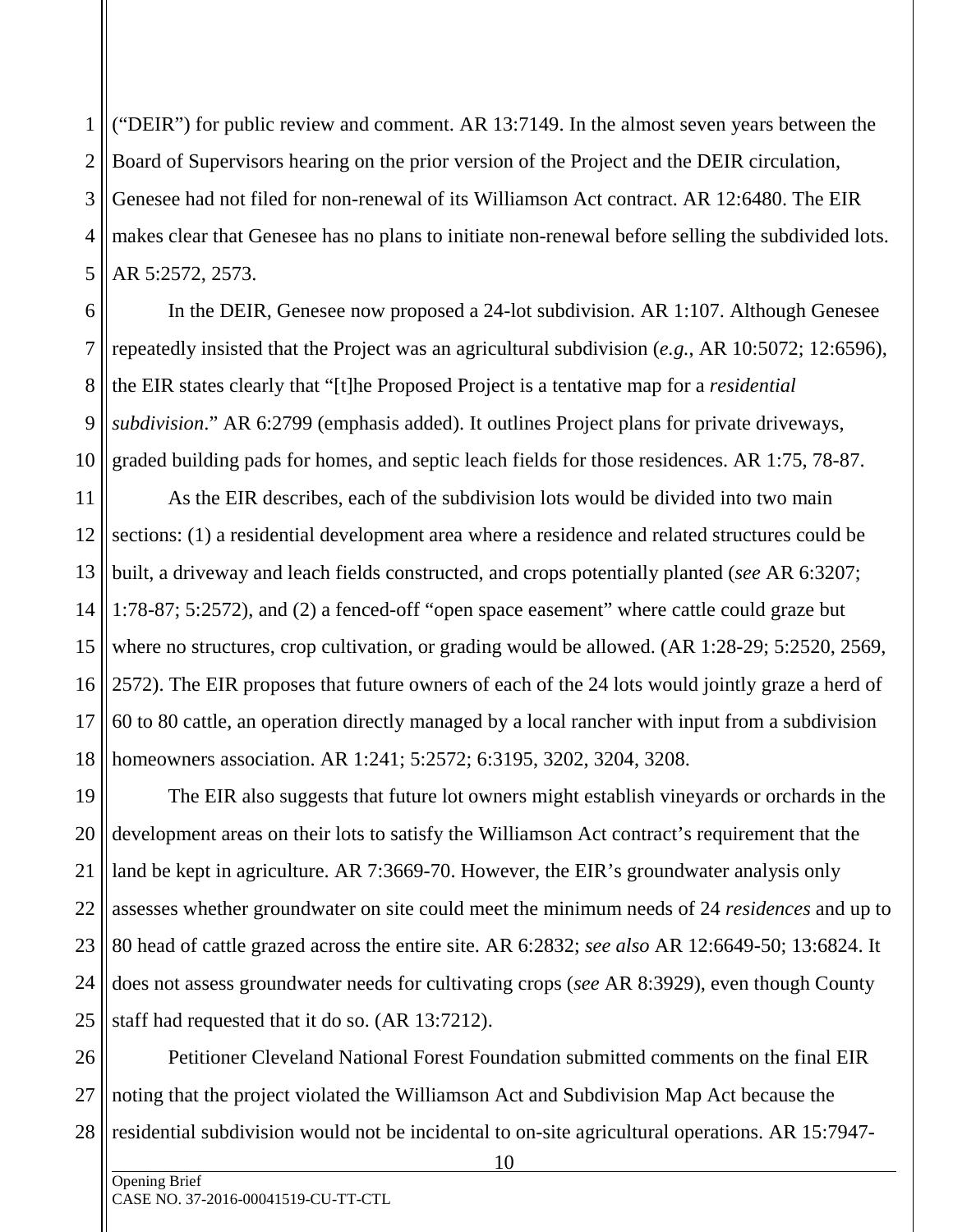("DEIR") for public review and comment. AR 13:7149. In the almost seven years between the Board of Supervisors hearing on the prior version of the Project and the DEIR circulation, Genesee had not filed for non-renewal of its Williamson Act contract. AR 12:6480. The EIR makes clear that Genesee has no plans to initiate non-renewal before selling the subdivided lots. AR 5:2572, 2573.

In the DEIR, Genesee now proposed a 24-lot subdivision. AR 1:107. Although Genesee repeatedly insisted that the Project was an agricultural subdivision (*e.g.*, AR 10:5072; 12:6596), the EIR states clearly that "[t]he Proposed Project is a tentative map for a *residential subdivision*." AR 6:2799 (emphasis added). It outlines Project plans for private driveways, graded building pads for homes, and septic leach fields for those residences. AR 1:75, 78-87.

As the EIR describes, each of the subdivision lots would be divided into two main sections: (1) a residential development area where a residence and related structures could be built, a driveway and leach fields constructed, and crops potentially planted (*see* AR 6:3207; 1:78-87; 5:2572), and (2) a fenced-off "open space easement" where cattle could graze but where no structures, crop cultivation, or grading would be allowed. (AR 1:28-29; 5:2520, 2569, 2572). The EIR proposes that future owners of each of the 24 lots would jointly graze a herd of 60 to 80 cattle, an operation directly managed by a local rancher with input from a subdivision homeowners association. AR 1:241; 5:2572; 6:3195, 3202, 3204, 3208.

The EIR also suggests that future lot owners might establish vineyards or orchards in the development areas on their lots to satisfy the Williamson Act contract's requirement that the land be kept in agriculture. AR 7:3669-70. However, the EIR's groundwater analysis only assesses whether groundwater on site could meet the minimum needs of 24 *residences* and up to 80 head of cattle grazed across the entire site. AR 6:2832; *see also* AR 12:6649-50; 13:6824. It does not assess groundwater needs for cultivating crops (*see* AR 8:3929), even though County staff had requested that it do so. (AR 13:7212).

Petitioner Cleveland National Forest Foundation submitted comments on the final EIR noting that the project violated the Williamson Act and Subdivision Map Act because the residential subdivision would not be incidental to on-site agricultural operations. AR 15:7947-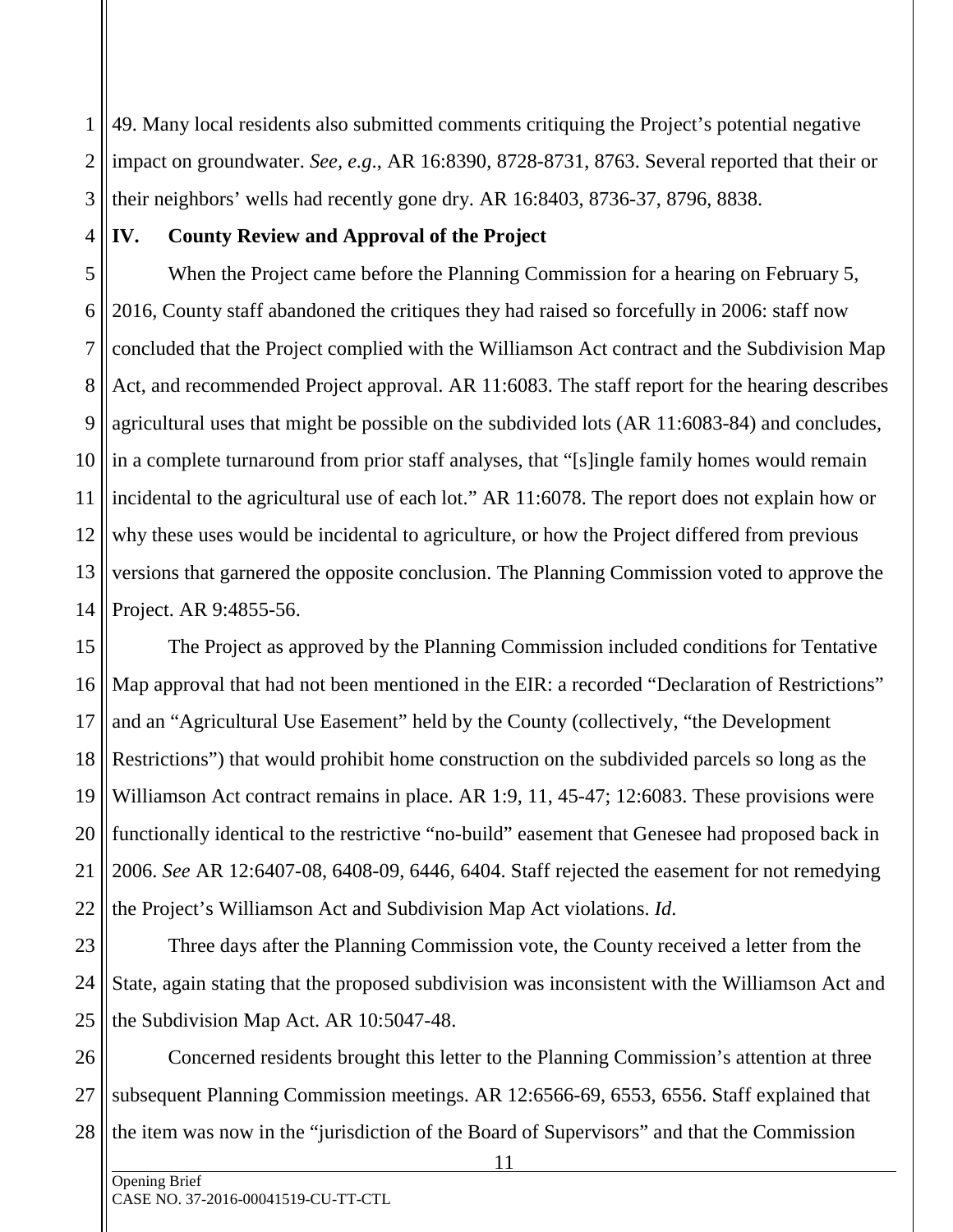49. Many local residents also submitted comments critiquing the Project's potential negative impact on groundwater. *See, e.g.*, AR 16:8390, 8728-8731, 8763. Several reported that their or their neighbors' wells had recently gone dry. AR 16:8403, 8736-37, 8796, 8838.

## IV. County Review and Approval of the Project

When the Project came before the Planning Commission for a hearing on February 5, 2016, County staff abandoned the critiques they had raised so forcefully in 2006: staff now concluded that the Project complied with the Williamson Act contract and the Subdivision Map Act, and recommended Project approval. AR 11:6083. The staff report for the hearing describes agricultural uses that might be possible on the subdivided lots (AR 11:6083-84) and concludes, in a complete turnaround from prior staff analyses, that "[s]ingle family homes would remain incidental to the agricultural use of each lot." AR 11:6078. The report does not explain how or why these uses would be incidental to agriculture, or how the Project differed from previous versions that garnered the opposite conclusion. The Planning Commission voted to approve the Project. AR 9:4855-56.

The Project as approved by the Planning Commission included conditions for Tentative Map approval that had not been mentioned in the EIR: a recorded "Declaration of Restrictions" and an "Agricultural Use Easement" held by the County (collectively, "the Development Restrictions") that would prohibit home construction on the subdivided parcels so long as the Williamson Act contract remains in place. AR 1:9, 11, 45-47; 12:6083. These provisions were functionally identical to the restrictive "no-build" easement that Genesee had proposed back in 2006. *See* AR 12:6407-08, 6408-09, 6446, 6404. Staff rejected the easement for not remedying the Project's Williamson Act and Subdivision Map Act violations. *Id*.

Three days after the Planning Commission vote, the County received a letter from the State, again stating that the proposed subdivision was inconsistent with the Williamson Act and the Subdivision Map Act. AR 10:5047-48.

Concerned residents brought this letter to the Planning Commission's attention at three subsequent Planning Commission meetings. AR 12:6566-69, 6553, 6556. Staff explained that the item was now in the "jurisdiction of the Board of Supervisors" and that the Commission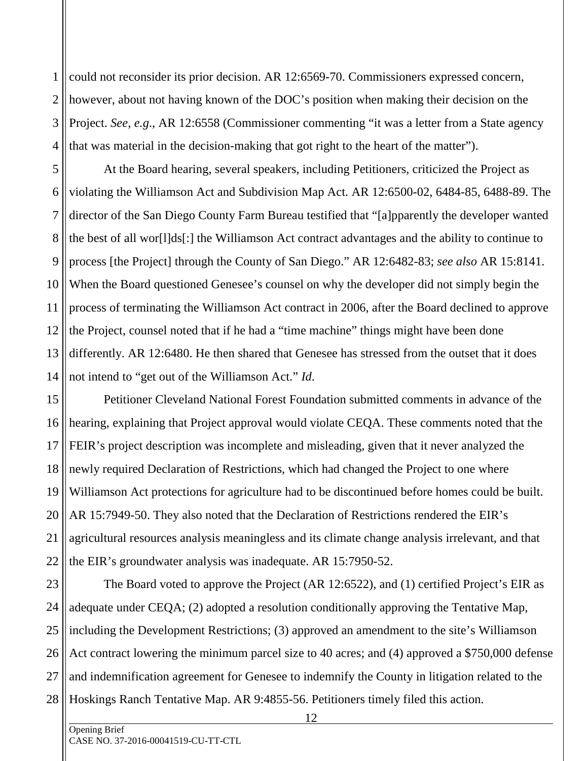could not reconsider its prior decision. AR 12:6569-70. Commissioners expressed concern, however, about not having known of the DOC's position when making their decision on the Project. *See, e.g.*, AR 12:6558 (Commissioner commenting "it was a letter from a State agency that was material in the decision-making that got right to the heart of the matter").

At the Board hearing, several speakers, including Petitioners, criticized the Project as violating the Williamson Act and Subdivision Map Act. AR 12:6500-02, 6484-85, 6488-89. The director of the San Diego County Farm Bureau testified that "[a]pparently the developer wanted the best of all wor[l]ds[:] the Williamson Act contract advantages and the ability to continue to process [the Project] through the County of San Diego." AR 12:6482-83; *see also* AR 15:8141. When the Board questioned Genesee's counsel on why the developer did not simply begin the process of terminating the Williamson Act contract in 2006, after the Board declined to approve the Project, counsel noted that if he had a "time machine" things might have been done differently. AR 12:6480. He then shared that Genesee has stressed from the outset that it does not intend to "get out of the Williamson Act." *Id.*

Petitioner Cleveland National Forest Foundation submitted comments in advance of the hearing, explaining that Project approval would violate CEQA. These comments noted that the FEIR's project description was incomplete and misleading, given that it never analyzed the newly required Declaration of Restrictions, which had changed the Project to one where Williamson Act protections for agriculture had to be discontinued before homes could be built. AR 15:7949-50. They also noted that the Declaration of Restrictions rendered the EIR's agricultural resources analysis meaningless and its climate change analysis irrelevant, and that the EIR's groundwater analysis was inadequate. AR 15:7950-52.

The Board voted to approve the Project (AR 12:6522), and (1) certified Project's EIR as adequate under CEQA; (2) adopted a resolution conditionally approving the Tentative Map, including the Development Restrictions; (3) approved an amendment to the site's Williamson Act contract lowering the minimum parcel size to 40 acres; and (4) approved a $750,000 defense and indemnification agreement for Genesee to indemnify the County in litigation related to the Hoskings Ranch Tentative Map. AR 9:4855-56. Petitioners timely filed this action.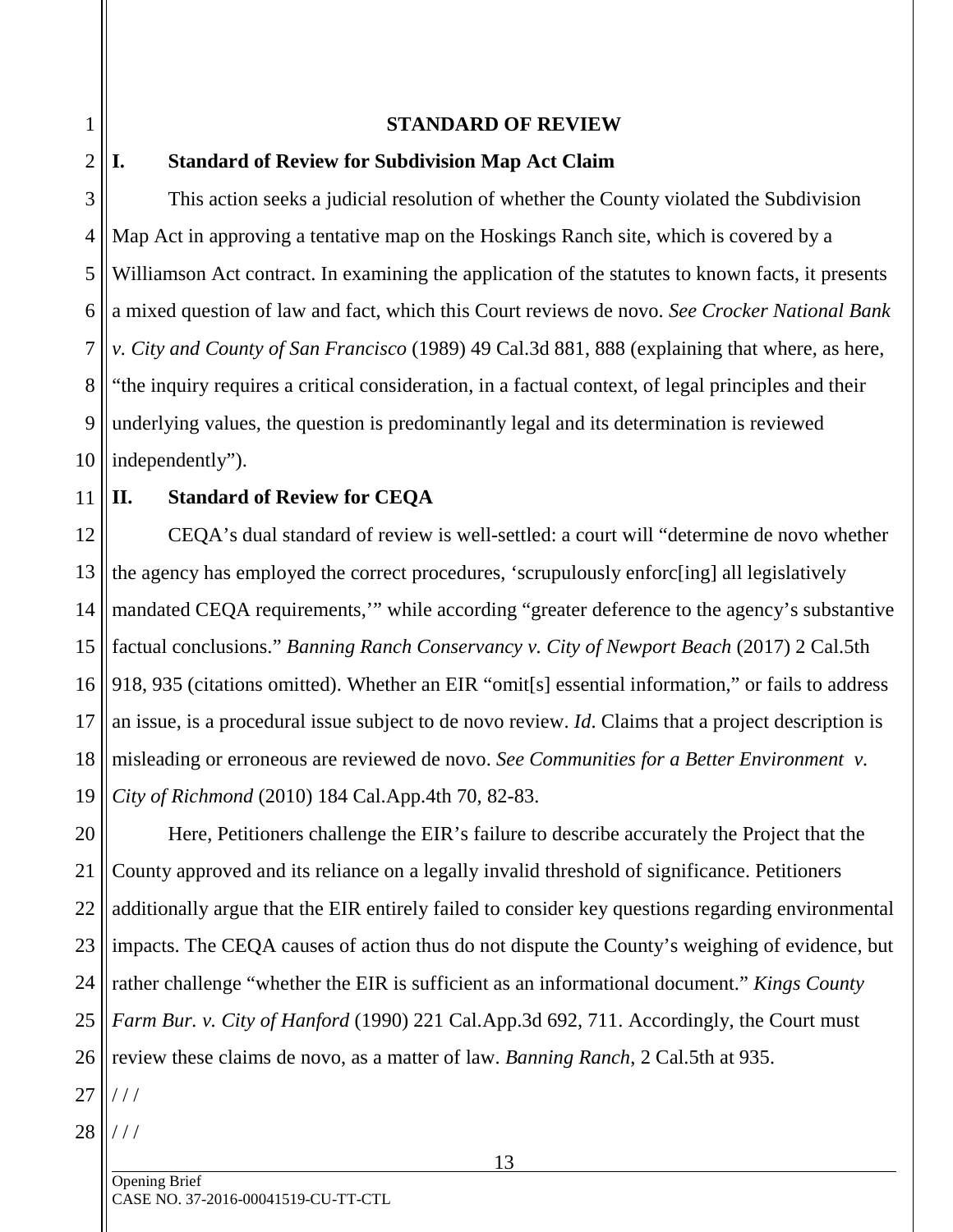# STANDARD OF REVIEW

## I. Standard of Review for Subdivision Map Act Claim

This action seeks a judicial resolution of whether the County violated the Subdivision Map Act in approving a tentative map on the Hoskings Ranch site, which is covered by a Williamson Act contract. In examining the application of the statutes to known facts, it presents a mixed question of law and fact, which this Court reviews de novo. *See Crocker National Bank v. City and County of San Francisco* (1989) 49 Cal.3d 881, 888 (explaining that where, as here, "the inquiry requires a critical consideration, in a factual context, of legal principles and their underlying values, the question is predominantly legal and its determination is reviewed independently").

## II. Standard of Review for CEQA

CEQA's dual standard of review is well-settled: a court will "determine de novo whether the agency has employed the correct procedures, 'scrupulously enforc[ing] all legislatively mandated CEQA requirements,'" while according "greater deference to the agency's substantive factual conclusions." *Banning Ranch Conservancy v. City of Newport Beach* (2017) 2 Cal.5th 918, 935 (citations omitted). Whether an EIR "omit[s] essential information," or fails to address an issue, is a procedural issue subject to de novo review. *Id*. Claims that a project description is misleading or erroneous are reviewed de novo. *See Communities for a Better Environment v. City of Richmond* (2010) 184 Cal.App.4th 70, 82-83.

Here, Petitioners challenge the EIR's failure to describe accurately the Project that the County approved and its reliance on a legally invalid threshold of significance. Petitioners additionally argue that the EIR entirely failed to consider key questions regarding environmental impacts. The CEQA causes of action thus do not dispute the County's weighing of evidence, but rather challenge "whether the EIR is sufficient as an informational document." *Kings County Farm Bur. v. City of Hanford* (1990) 221 Cal.App.3d 692, 711. Accordingly, the Court must review these claims de novo, as a matter of law. *Banning Ranch*, 2 Cal.5th at 935.

/ / /

/ / /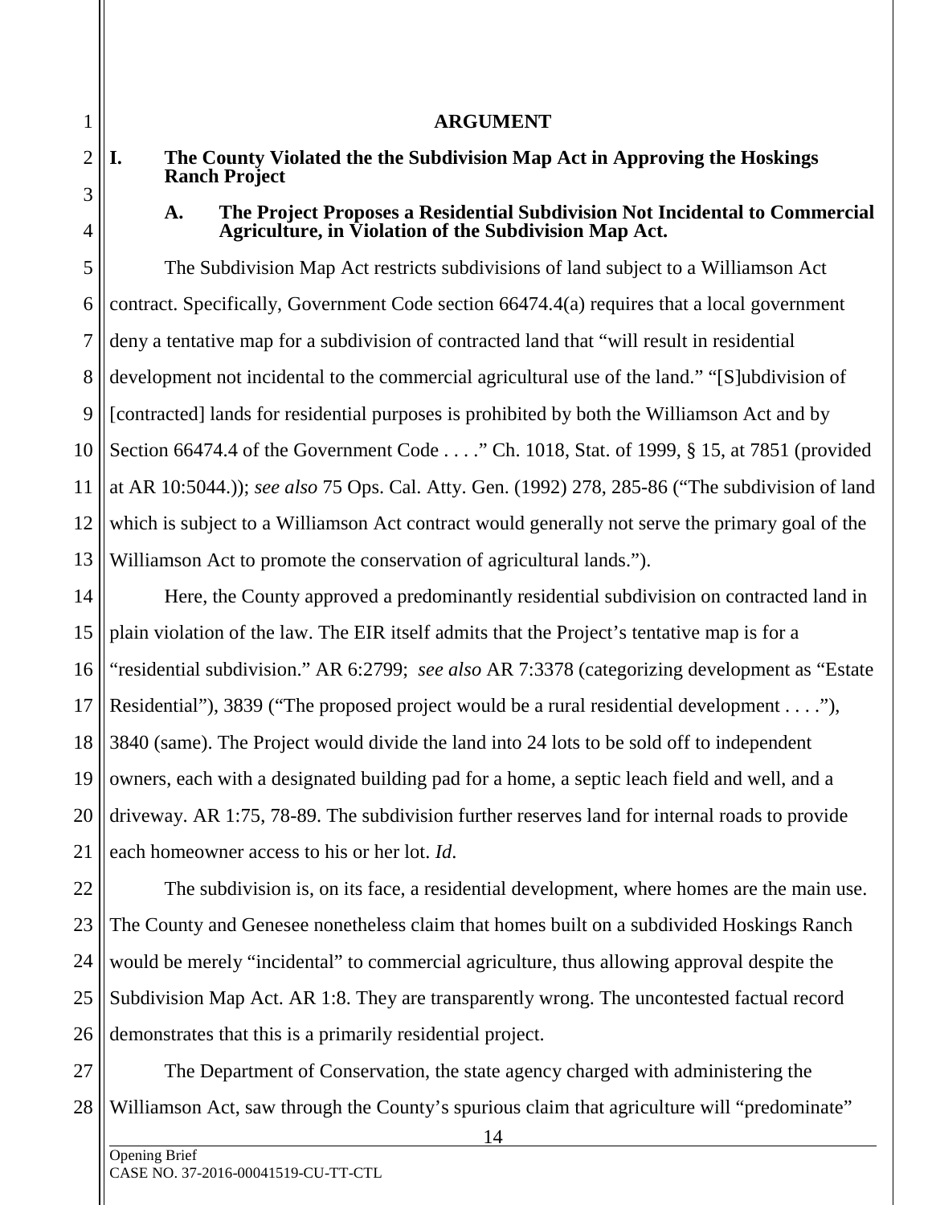## ARGUMENT

### I. The County Violated the the Subdivision Map Act in Approving the Hoskings Ranch Project

#### A. The Project Proposes a Residential Subdivision Not Incidental to Commercial Agriculture, in Violation of the Subdivision Map Act.

The Subdivision Map Act restricts subdivisions of land subject to a Williamson Act contract. Specifically, Government Code section 66474.4(a) requires that a local government deny a tentative map for a subdivision of contracted land that "will result in residential development not incidental to the commercial agricultural use of the land." "[S]ubdivision of [contracted] lands for residential purposes is prohibited by both the Williamson Act and by Section 66474.4 of the Government Code . . . ." Ch. 1018, Stat. of 1999, § 15, at 7851 (provided at AR 10:5044.)); *see also* 75 Ops. Cal. Atty. Gen. (1992) 278, 285-86 ("The subdivision of land which is subject to a Williamson Act contract would generally not serve the primary goal of the Williamson Act to promote the conservation of agricultural lands.").

Here, the County approved a predominantly residential subdivision on contracted land in plain violation of the law. The EIR itself admits that the Project's tentative map is for a "residential subdivision." AR 6:2799; *see also* AR 7:3378 (categorizing development as "Estate Residential"), 3839 ("The proposed project would be a rural residential development . . . ."), 3840 (same). The Project would divide the land into 24 lots to be sold off to independent owners, each with a designated building pad for a home, a septic leach field and well, and a driveway. AR 1:75, 78-89. The subdivision further reserves land for internal roads to provide each homeowner access to his or her lot. *Id*.

The subdivision is, on its face, a residential development, where homes are the main use. The County and Genesee nonetheless claim that homes built on a subdivided Hoskings Ranch would be merely "incidental" to commercial agriculture, thus allowing approval despite the Subdivision Map Act. AR 1:8. They are transparently wrong. The uncontested factual record demonstrates that this is a primarily residential project.

The Department of Conservation, the state agency charged with administering the Williamson Act, saw through the County's spurious claim that agriculture will "predominate"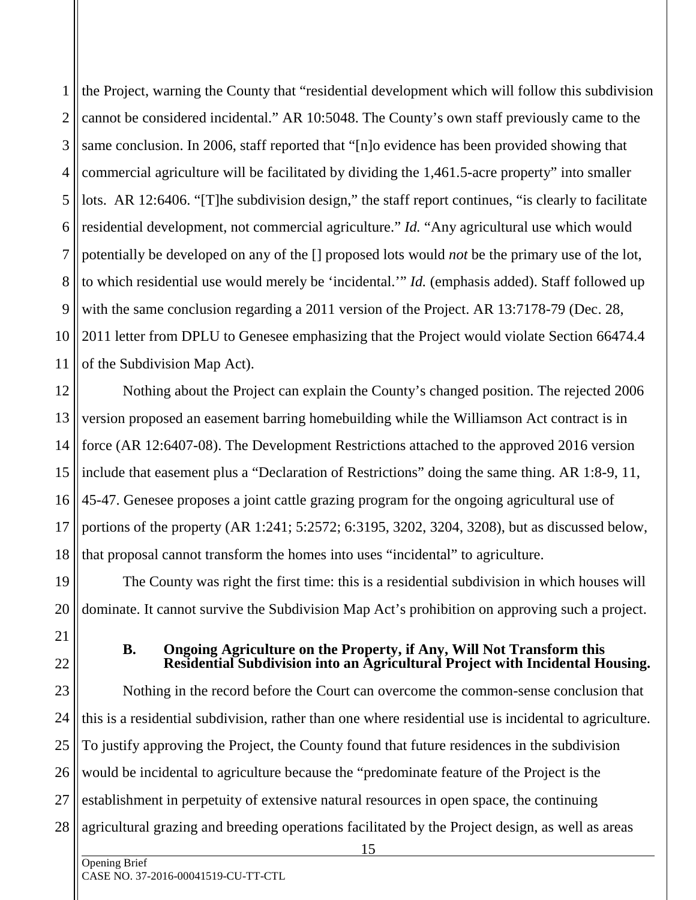the Project, warning the County that "residential development which will follow this subdivision cannot be considered incidental." AR 10:5048. The County's own staff previously came to the same conclusion. In 2006, staff reported that "[n]o evidence has been provided showing that commercial agriculture will be facilitated by dividing the 1,461.5-acre property" into smaller lots. AR 12:6406. "[T]he subdivision design," the staff report continues, "is clearly to facilitate residential development, not commercial agriculture." *Id.* "Any agricultural use which would potentially be developed on any of the [] proposed lots would *not* be the primary use of the lot, to which residential use would merely be 'incidental.'" *Id.* (emphasis added). Staff followed up with the same conclusion regarding a 2011 version of the Project. AR 13:7178-79 (Dec. 28, 2011 letter from DPLU to Genesee emphasizing that the Project would violate Section 66474.4 of the Subdivision Map Act).

Nothing about the Project can explain the County's changed position. The rejected 2006 version proposed an easement barring homebuilding while the Williamson Act contract is in force (AR 12:6407-08). The Development Restrictions attached to the approved 2016 version include that easement plus a "Declaration of Restrictions" doing the same thing. AR 1:8-9, 11, 45-47. Genesee proposes a joint cattle grazing program for the ongoing agricultural use of portions of the property (AR 1:241; 5:2572; 6:3195, 3202, 3204, 3208), but as discussed below, that proposal cannot transform the homes into uses "incidental" to agriculture.

The County was right the first time: this is a residential subdivision in which houses will dominate. It cannot survive the Subdivision Map Act's prohibition on approving such a project.

### B. Ongoing Agriculture on the Property, if Any, Will Not Transform this Residential Subdivision into an Agricultural Project with Incidental Housing.

Nothing in the record before the Court can overcome the common-sense conclusion that this is a residential subdivision, rather than one where residential use is incidental to agriculture. To justify approving the Project, the County found that future residences in the subdivision would be incidental to agriculture because the "predominate feature of the Project is the establishment in perpetuity of extensive natural resources in open space, the continuing agricultural grazing and breeding operations facilitated by the Project design, as well as areas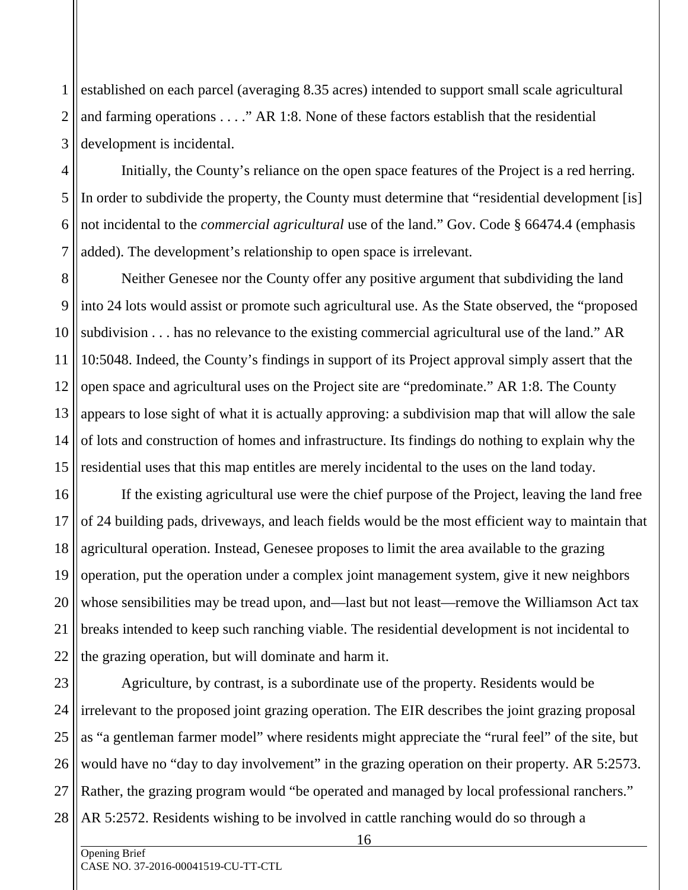established on each parcel (averaging 8.35 acres) intended to support small scale agricultural and farming operations . . . ." AR 1:8. None of these factors establish that the residential development is incidental.

Initially, the County's reliance on the open space features of the Project is a red herring. In order to subdivide the property, the County must determine that "residential development [is] not incidental to the *commercial agricultural* use of the land." Gov. Code § 66474.4 (emphasis added). The development's relationship to open space is irrelevant.

Neither Genesee nor the County offer any positive argument that subdividing the land into 24 lots would assist or promote such agricultural use. As the State observed, the "proposed subdivision . . . has no relevance to the existing commercial agricultural use of the land." AR 10:5048. Indeed, the County's findings in support of its Project approval simply assert that the open space and agricultural uses on the Project site are "predominate." AR 1:8. The County appears to lose sight of what it is actually approving: a subdivision map that will allow the sale of lots and construction of homes and infrastructure. Its findings do nothing to explain why the residential uses that this map entitles are merely incidental to the uses on the land today.

If the existing agricultural use were the chief purpose of the Project, leaving the land free of 24 building pads, driveways, and leach fields would be the most efficient way to maintain that agricultural operation. Instead, Genesee proposes to limit the area available to the grazing operation, put the operation under a complex joint management system, give it new neighbors whose sensibilities may be tread upon, and—last but not least—remove the Williamson Act tax breaks intended to keep such ranching viable. The residential development is not incidental to the grazing operation, but will dominate and harm it.

Agriculture, by contrast, is a subordinate use of the property. Residents would be irrelevant to the proposed joint grazing operation. The EIR describes the joint grazing proposal as "a gentleman farmer model" where residents might appreciate the "rural feel" of the site, but would have no "day to day involvement" in the grazing operation on their property. AR 5:2573. Rather, the grazing program would "be operated and managed by local professional ranchers." AR 5:2572. Residents wishing to be involved in cattle ranching would do so through a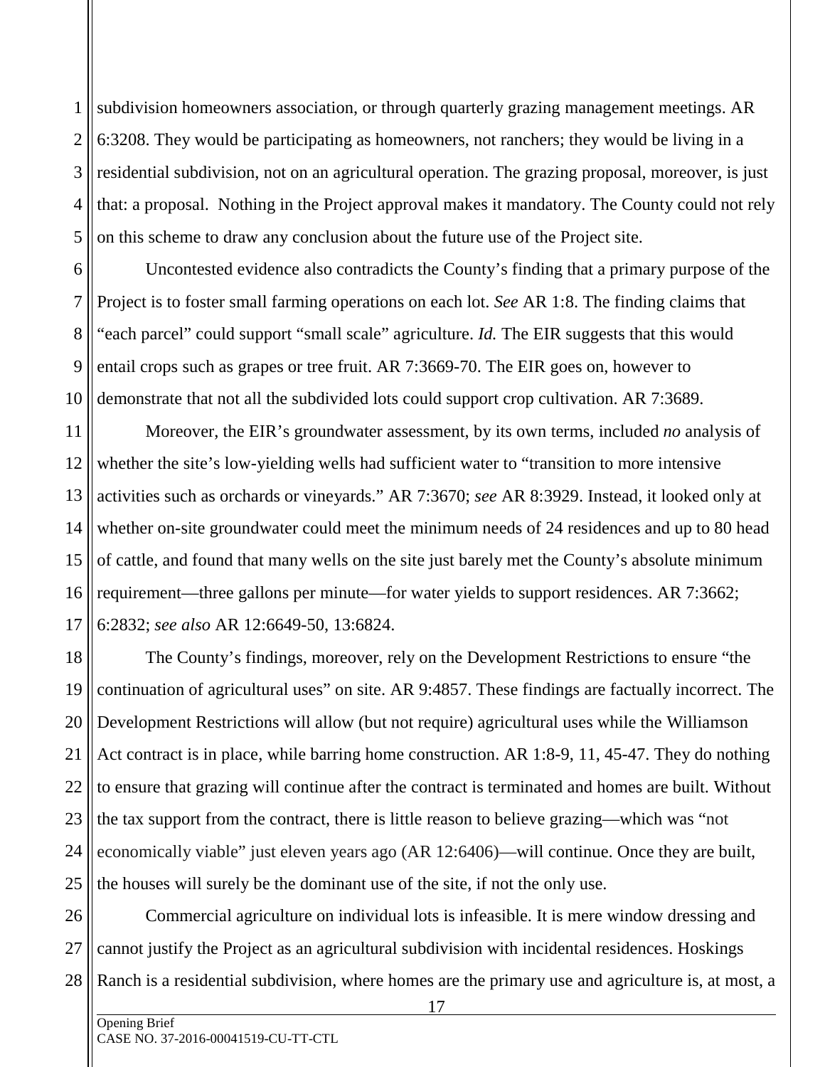subdivision homeowners association, or through quarterly grazing management meetings. AR 6:3208. They would be participating as homeowners, not ranchers; they would be living in a residential subdivision, not on an agricultural operation. The grazing proposal, moreover, is just that: a proposal. Nothing in the Project approval makes it mandatory. The County could not rely on this scheme to draw any conclusion about the future use of the Project site.

Uncontested evidence also contradicts the County's finding that a primary purpose of the Project is to foster small farming operations on each lot. *See* AR 1:8. The finding claims that "each parcel" could support "small scale" agriculture. *Id.* The EIR suggests that this would entail crops such as grapes or tree fruit. AR 7:3669-70. The EIR goes on, however to demonstrate that not all the subdivided lots could support crop cultivation. AR 7:3689.

Moreover, the EIR's groundwater assessment, by its own terms, included *no* analysis of whether the site's low-yielding wells had sufficient water to "transition to more intensive activities such as orchards or vineyards." AR 7:3670; *see* AR 8:3929. Instead, it looked only at whether on-site groundwater could meet the minimum needs of 24 residences and up to 80 head of cattle, and found that many wells on the site just barely met the County's absolute minimum requirement—three gallons per minute—for water yields to support residences. AR 7:3662; 6:2832; *see also* AR 12:6649-50, 13:6824.

The County's findings, moreover, rely on the Development Restrictions to ensure "the continuation of agricultural uses" on site. AR 9:4857. These findings are factually incorrect. The Development Restrictions will allow (but not require) agricultural uses while the Williamson Act contract is in place, while barring home construction. AR 1:8-9, 11, 45-47. They do nothing to ensure that grazing will continue after the contract is terminated and homes are built. Without the tax support from the contract, there is little reason to believe grazing—which was "not economically viable" just eleven years ago (AR 12:6406)—will continue. Once they are built, the houses will surely be the dominant use of the site, if not the only use.

Commercial agriculture on individual lots is infeasible. It is mere window dressing and cannot justify the Project as an agricultural subdivision with incidental residences. Hoskings Ranch is a residential subdivision, where homes are the primary use and agriculture is, at most, a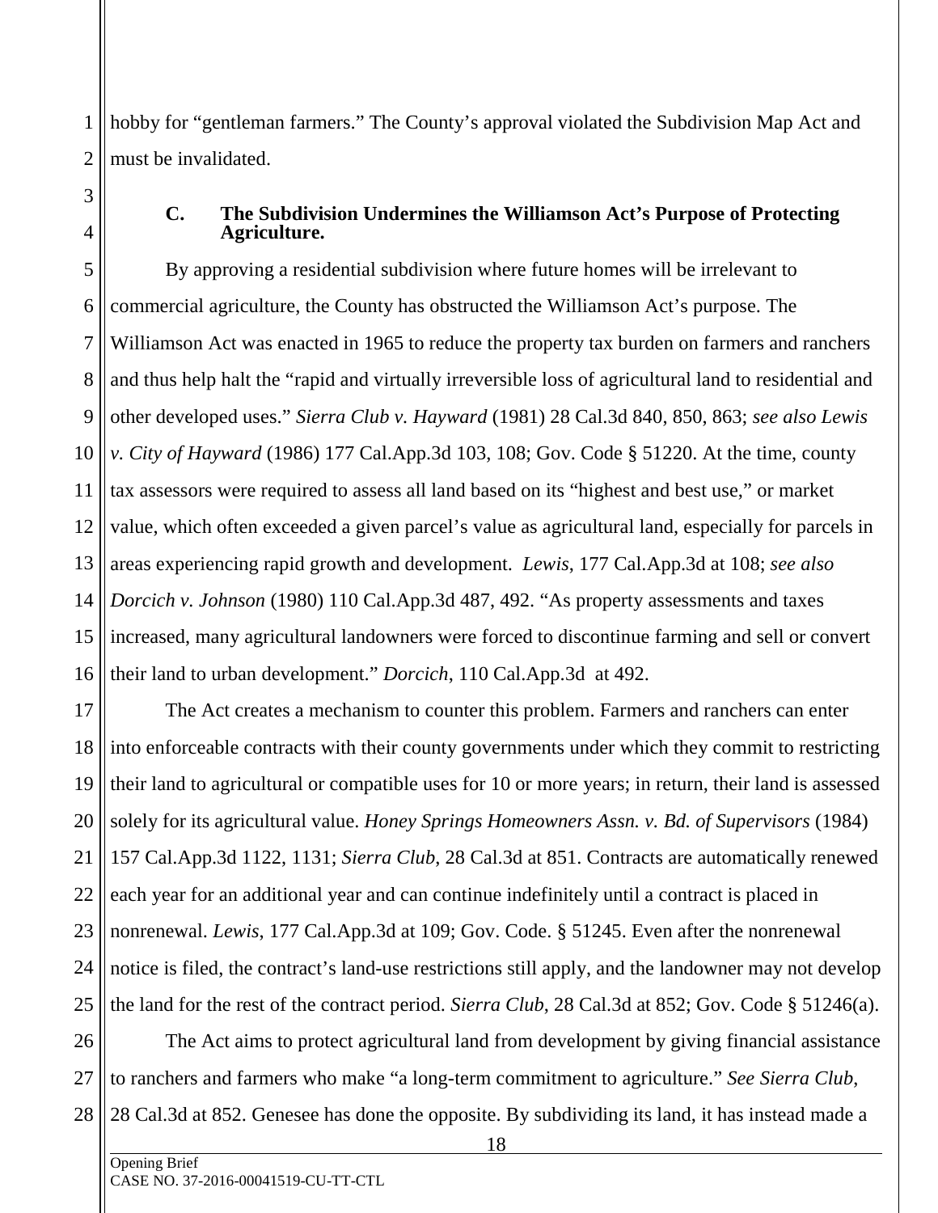hobby for "gentleman farmers." The County's approval violated the Subdivision Map Act and must be invalidated.

### C. The Subdivision Undermines the Williamson Act's Purpose of Protecting Agriculture.

By approving a residential subdivision where future homes will be irrelevant to commercial agriculture, the County has obstructed the Williamson Act's purpose. The Williamson Act was enacted in 1965 to reduce the property tax burden on farmers and ranchers and thus help halt the "rapid and virtually irreversible loss of agricultural land to residential and other developed uses." *Sierra Club v. Hayward* (1981) 28 Cal.3d 840, 850, 863; *see also Lewis v. City of Hayward* (1986) 177 Cal.App.3d 103, 108; Gov. Code § 51220. At the time, county tax assessors were required to assess all land based on its "highest and best use," or market value, which often exceeded a given parcel's value as agricultural land, especially for parcels in areas experiencing rapid growth and development. *Lewis*, 177 Cal.App.3d at 108; *see also Dorcich v. Johnson* (1980) 110 Cal.App.3d 487, 492. "As property assessments and taxes increased, many agricultural landowners were forced to discontinue farming and sell or convert their land to urban development." *Dorcich*, 110 Cal.App.3d at 492.

The Act creates a mechanism to counter this problem. Farmers and ranchers can enter into enforceable contracts with their county governments under which they commit to restricting their land to agricultural or compatible uses for 10 or more years; in return, their land is assessed solely for its agricultural value. *Honey Springs Homeowners Assn. v. Bd. of Supervisors* (1984) 157 Cal.App.3d 1122, 1131; *Sierra Club*, 28 Cal.3d at 851. Contracts are automatically renewed each year for an additional year and can continue indefinitely until a contract is placed in nonrenewal. *Lewis*, 177 Cal.App.3d at 109; Gov. Code. § 51245. Even after the nonrenewal notice is filed, the contract's land-use restrictions still apply, and the landowner may not develop the land for the rest of the contract period. *Sierra Club*, 28 Cal.3d at 852; Gov. Code § 51246(a).

The Act aims to protect agricultural land from development by giving financial assistance to ranchers and farmers who make "a long-term commitment to agriculture." *See Sierra Club*, 28 Cal.3d at 852. Genesee has done the opposite. By subdividing its land, it has instead made a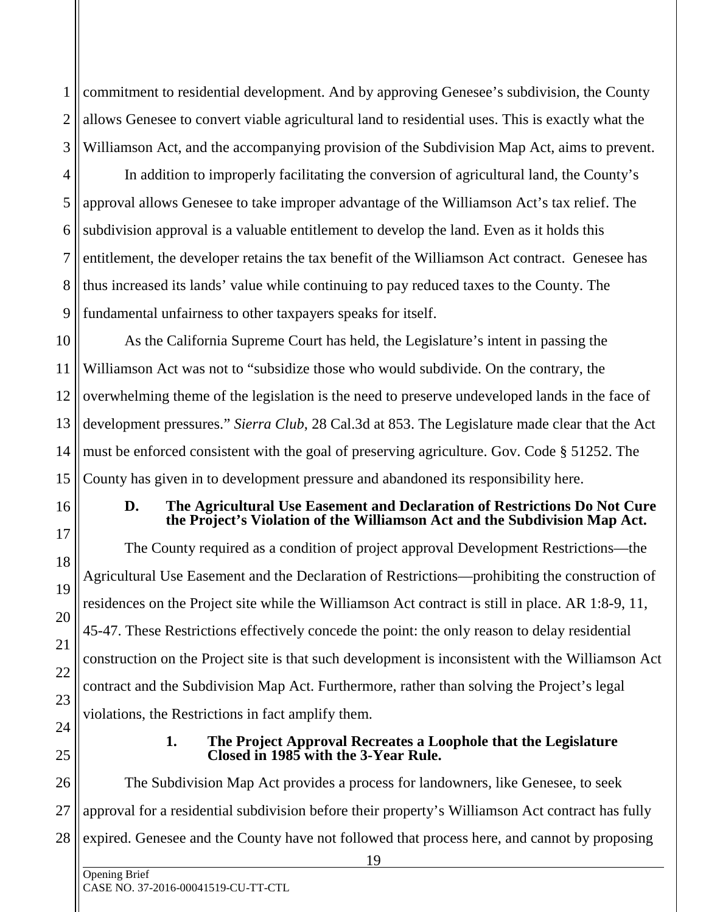commitment to residential development. And by approving Genesee's subdivision, the County allows Genesee to convert viable agricultural land to residential uses. This is exactly what the Williamson Act, and the accompanying provision of the Subdivision Map Act, aims to prevent.

In addition to improperly facilitating the conversion of agricultural land, the County's approval allows Genesee to take improper advantage of the Williamson Act's tax relief. The subdivision approval is a valuable entitlement to develop the land. Even as it holds this entitlement, the developer retains the tax benefit of the Williamson Act contract. Genesee has thus increased its lands' value while continuing to pay reduced taxes to the County. The fundamental unfairness to other taxpayers speaks for itself.

As the California Supreme Court has held, the Legislature's intent in passing the Williamson Act was not to "subsidize those who would subdivide. On the contrary, the overwhelming theme of the legislation is the need to preserve undeveloped lands in the face of development pressures." *Sierra Club*, 28 Cal.3d at 853. The Legislature made clear that the Act must be enforced consistent with the goal of preserving agriculture. Gov. Code § 51252. The County has given in to development pressure and abandoned its responsibility here.

### D. The Agricultural Use Easement and Declaration of Restrictions Do Not Cure the Project's Violation of the Williamson Act and the Subdivision Map Act.

The County required as a condition of project approval Development Restrictions—the Agricultural Use Easement and the Declaration of Restrictions—prohibiting the construction of residences on the Project site while the Williamson Act contract is still in place. AR 1:8-9, 11, 45-47. These Restrictions effectively concede the point: the only reason to delay residential construction on the Project site is that such development is inconsistent with the Williamson Act contract and the Subdivision Map Act. Furthermore, rather than solving the Project's legal violations, the Restrictions in fact amplify them.

#### 1. The Project Approval Recreates a Loophole that the Legislature Closed in 1985 with the 3-Year Rule.

The Subdivision Map Act provides a process for landowners, like Genesee, to seek approval for a residential subdivision before their property's Williamson Act contract has fully expired. Genesee and the County have not followed that process here, and cannot by proposing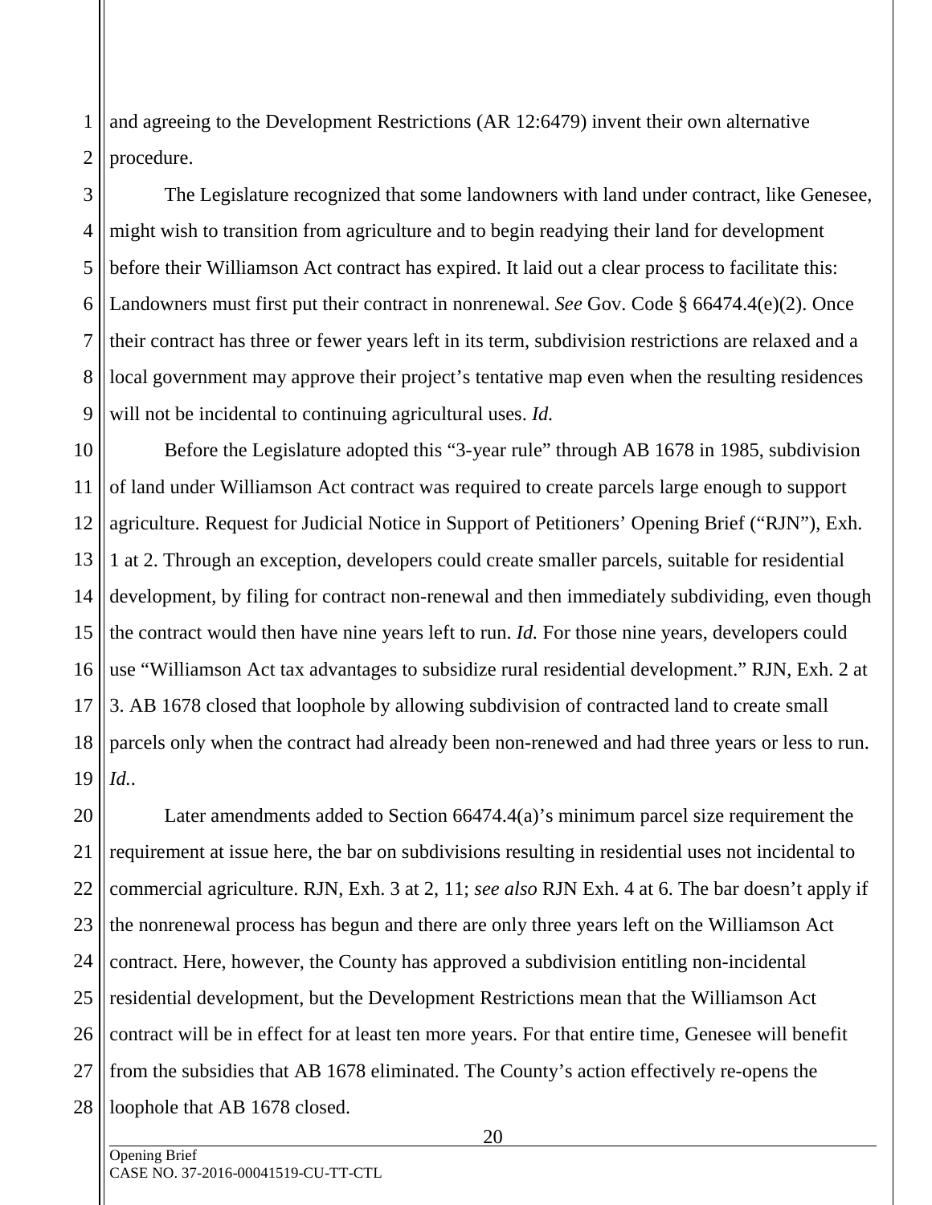and agreeing to the Development Restrictions (AR 12:6479) invent their own alternative procedure.

The Legislature recognized that some landowners with land under contract, like Genesee, might wish to transition from agriculture and to begin readying their land for development before their Williamson Act contract has expired. It laid out a clear process to facilitate this: Landowners must first put their contract in nonrenewal. *See* Gov. Code § 66474.4(e)(2). Once their contract has three or fewer years left in its term, subdivision restrictions are relaxed and a local government may approve their project's tentative map even when the resulting residences will not be incidental to continuing agricultural uses. *Id.*

Before the Legislature adopted this "3-year rule" through AB 1678 in 1985, subdivision of land under Williamson Act contract was required to create parcels large enough to support agriculture. Request for Judicial Notice in Support of Petitioners' Opening Brief ("RJN"), Exh. 1 at 2. Through an exception, developers could create smaller parcels, suitable for residential development, by filing for contract non-renewal and then immediately subdividing, even though the contract would then have nine years left to run. *Id.* For those nine years, developers could use "Williamson Act tax advantages to subsidize rural residential development." RJN, Exh. 2 at 3. AB 1678 closed that loophole by allowing subdivision of contracted land to create small parcels only when the contract had already been non-renewed and had three years or less to run. *Id.*.

Later amendments added to Section 66474.4(a)'s minimum parcel size requirement the requirement at issue here, the bar on subdivisions resulting in residential uses not incidental to commercial agriculture. RJN, Exh. 3 at 2, 11; *see also* RJN Exh. 4 at 6. The bar doesn't apply if the nonrenewal process has begun and there are only three years left on the Williamson Act contract. Here, however, the County has approved a subdivision entitling non-incidental residential development, but the Development Restrictions mean that the Williamson Act contract will be in effect for at least ten more years. For that entire time, Genesee will benefit from the subsidies that AB 1678 eliminated. The County's action effectively re-opens the loophole that AB 1678 closed.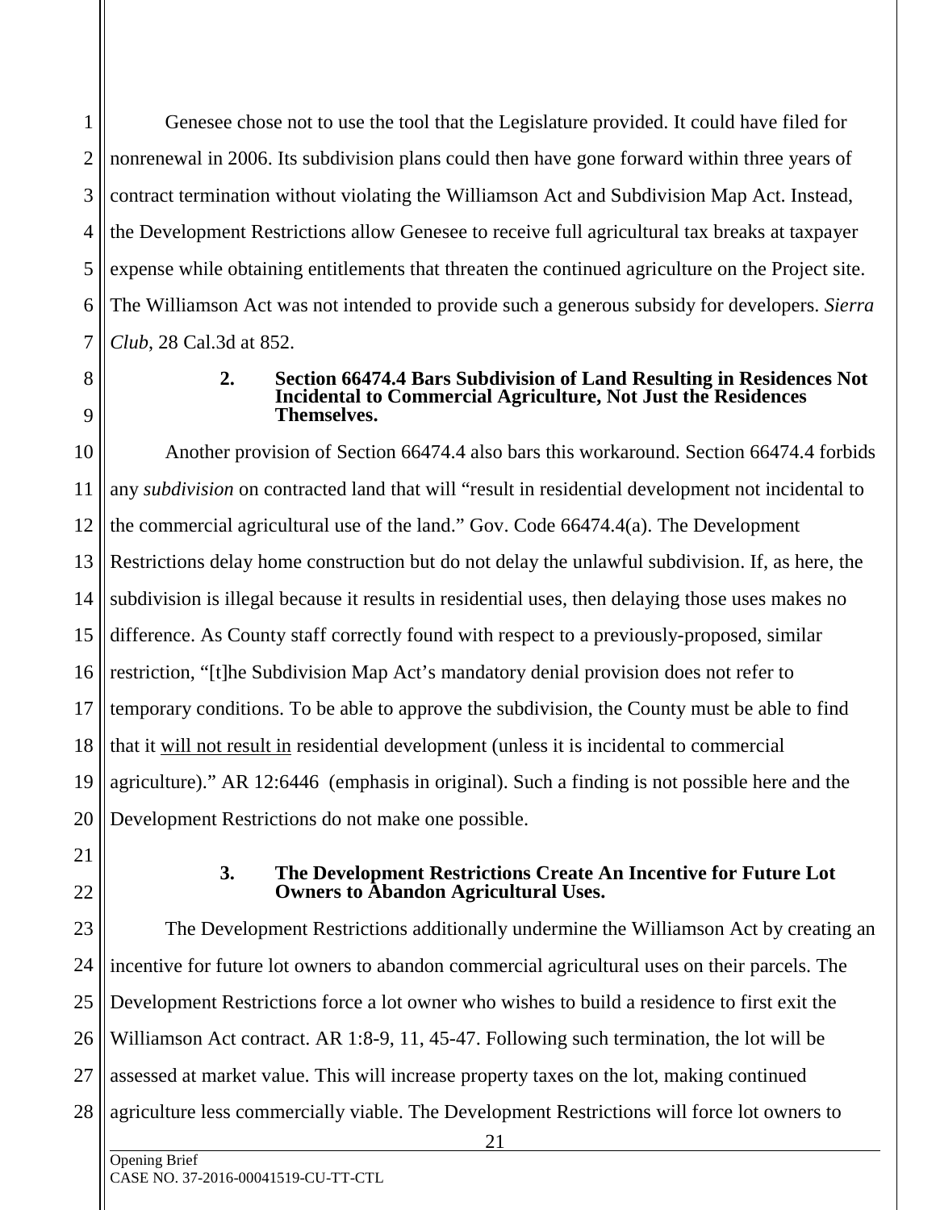Genesee chose not to use the tool that the Legislature provided. It could have filed for nonrenewal in 2006. Its subdivision plans could then have gone forward within three years of contract termination without violating the Williamson Act and Subdivision Map Act. Instead, the Development Restrictions allow Genesee to receive full agricultural tax breaks at taxpayer expense while obtaining entitlements that threaten the continued agriculture on the Project site. The Williamson Act was not intended to provide such a generous subsidy for developers. *Sierra Club*, 28 Cal.3d at 852.

### 2. Section 66474.4 Bars Subdivision of Land Resulting in Residences Not Incidental to Commercial Agriculture, Not Just the Residences Themselves.

Another provision of Section 66474.4 also bars this workaround. Section 66474.4 forbids any *subdivision* on contracted land that will "result in residential development not incidental to the commercial agricultural use of the land." Gov. Code 66474.4(a). The Development Restrictions delay home construction but do not delay the unlawful subdivision. If, as here, the subdivision is illegal because it results in residential uses, then delaying those uses makes no difference. As County staff correctly found with respect to a previously-proposed, similar restriction, "[t]he Subdivision Map Act's mandatory denial provision does not refer to temporary conditions. To be able to approve the subdivision, the County must be able to find that it <u>will not result in</u> residential development (unless it is incidental to commercial agriculture)." AR 12:6446 (emphasis in original). Such a finding is not possible here and the Development Restrictions do not make one possible.

### 3. The Development Restrictions Create An Incentive for Future Lot Owners to Abandon Agricultural Uses.

The Development Restrictions additionally undermine the Williamson Act by creating an incentive for future lot owners to abandon commercial agricultural uses on their parcels. The Development Restrictions force a lot owner who wishes to build a residence to first exit the Williamson Act contract. AR 1:8-9, 11, 45-47. Following such termination, the lot will be assessed at market value. This will increase property taxes on the lot, making continued agriculture less commercially viable. The Development Restrictions will force lot owners to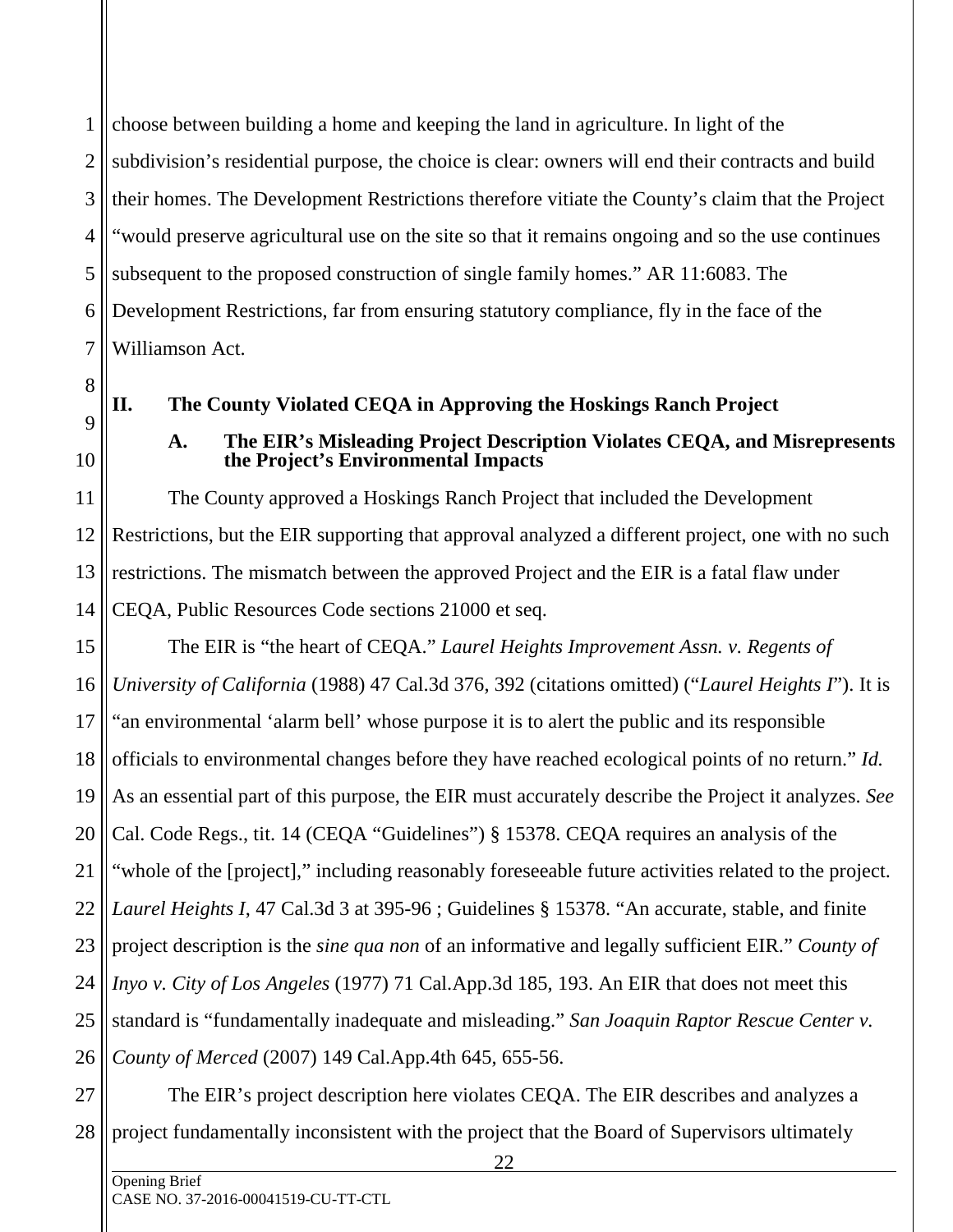choose between building a home and keeping the land in agriculture. In light of the subdivision's residential purpose, the choice is clear: owners will end their contracts and build their homes. The Development Restrictions therefore vitiate the County's claim that the Project "would preserve agricultural use on the site so that it remains ongoing and so the use continues subsequent to the proposed construction of single family homes." AR 11:6083. The Development Restrictions, far from ensuring statutory compliance, fly in the face of the Williamson Act.

## II. The County Violated CEQA in Approving the Hoskings Ranch Project

### A. The EIR's Misleading Project Description Violates CEQA, and Misrepresents the Project's Environmental Impacts

The County approved a Hoskings Ranch Project that included the Development Restrictions, but the EIR supporting that approval analyzed a different project, one with no such restrictions. The mismatch between the approved Project and the EIR is a fatal flaw under CEQA, Public Resources Code sections 21000 et seq.

The EIR is "the heart of CEQA." *Laurel Heights Improvement Assn. v. Regents of University of California* (1988) 47 Cal.3d 376, 392 (citations omitted) ("*Laurel Heights I*"). It is "an environmental 'alarm bell' whose purpose it is to alert the public and its responsible officials to environmental changes before they have reached ecological points of no return." *Id.* As an essential part of this purpose, the EIR must accurately describe the Project it analyzes. *See* Cal. Code Regs., tit. 14 (CEQA "Guidelines") § 15378. CEQA requires an analysis of the "whole of the [project]," including reasonably foreseeable future activities related to the project. *Laurel Heights I*, 47 Cal.3d 3 at 395-96 ; Guidelines § 15378. "An accurate, stable, and finite project description is the *sine qua non* of an informative and legally sufficient EIR." *County of Inyo v. City of Los Angeles* (1977) 71 Cal.App.3d 185, 193. An EIR that does not meet this standard is "fundamentally inadequate and misleading." *San Joaquin Raptor Rescue Center v. County of Merced* (2007) 149 Cal.App.4th 645, 655-56.

The EIR's project description here violates CEQA. The EIR describes and analyzes a project fundamentally inconsistent with the project that the Board of Supervisors ultimately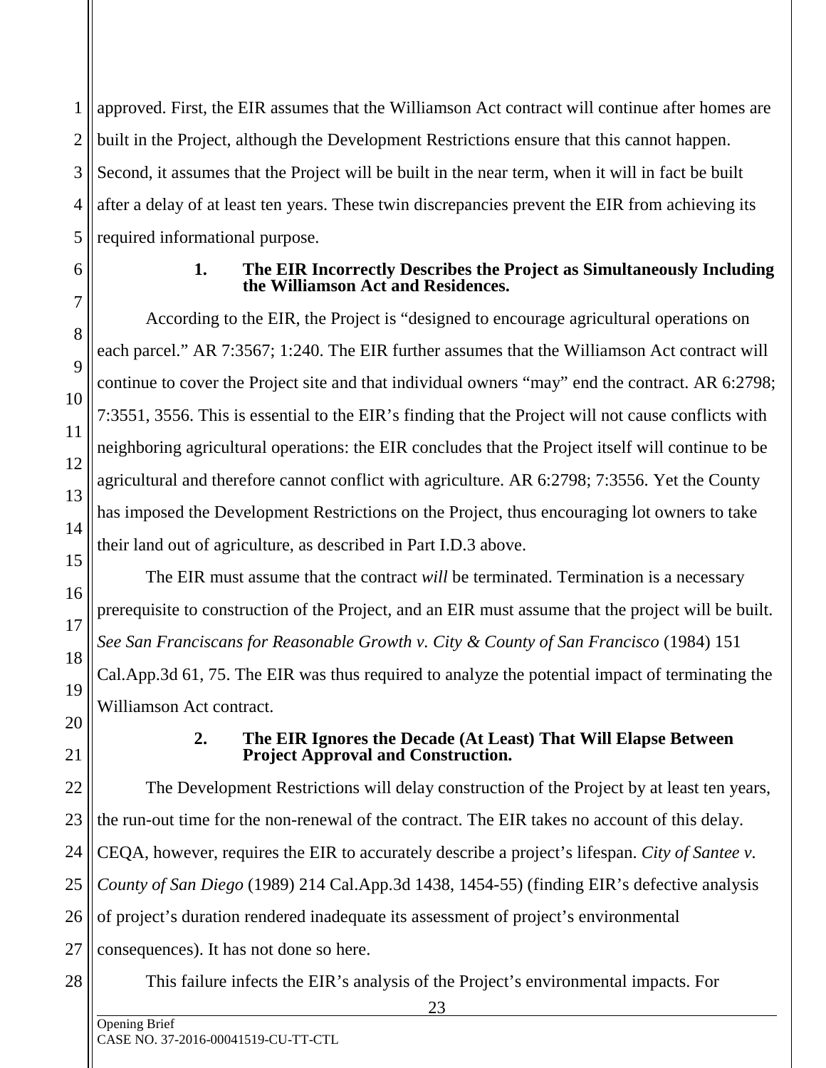approved. First, the EIR assumes that the Williamson Act contract will continue after homes are built in the Project, although the Development Restrictions ensure that this cannot happen. Second, it assumes that the Project will be built in the near term, when it will in fact be built after a delay of at least ten years. These twin discrepancies prevent the EIR from achieving its required informational purpose.

**1. The EIR Incorrectly Describes the Project as Simultaneously Including the Williamson Act and Residences.**

According to the EIR, the Project is "designed to encourage agricultural operations on each parcel." AR 7:3567; 1:240. The EIR further assumes that the Williamson Act contract will continue to cover the Project site and that individual owners "may" end the contract. AR 6:2798; 7:3551, 3556. This is essential to the EIR's finding that the Project will not cause conflicts with neighboring agricultural operations: the EIR concludes that the Project itself will continue to be agricultural and therefore cannot conflict with agriculture. AR 6:2798; 7:3556. Yet the County has imposed the Development Restrictions on the Project, thus encouraging lot owners to take their land out of agriculture, as described in Part I.D.3 above.

The EIR must assume that the contract *will* be terminated. Termination is a necessary prerequisite to construction of the Project, and an EIR must assume that the project will be built. *See San Franciscans for Reasonable Growth v. City & County of San Francisco* (1984) 151 Cal.App.3d 61, 75. The EIR was thus required to analyze the potential impact of terminating the Williamson Act contract.

**2. The EIR Ignores the Decade (At Least) That Will Elapse Between Project Approval and Construction.**

The Development Restrictions will delay construction of the Project by at least ten years, the run-out time for the non-renewal of the contract. The EIR takes no account of this delay. CEQA, however, requires the EIR to accurately describe a project's lifespan. *City of Santee v. County of San Diego* (1989) 214 Cal.App.3d 1438, 1454-55) (finding EIR's defective analysis of project's duration rendered inadequate its assessment of project's environmental consequences). It has not done so here.

This failure infects the EIR's analysis of the Project's environmental impacts. For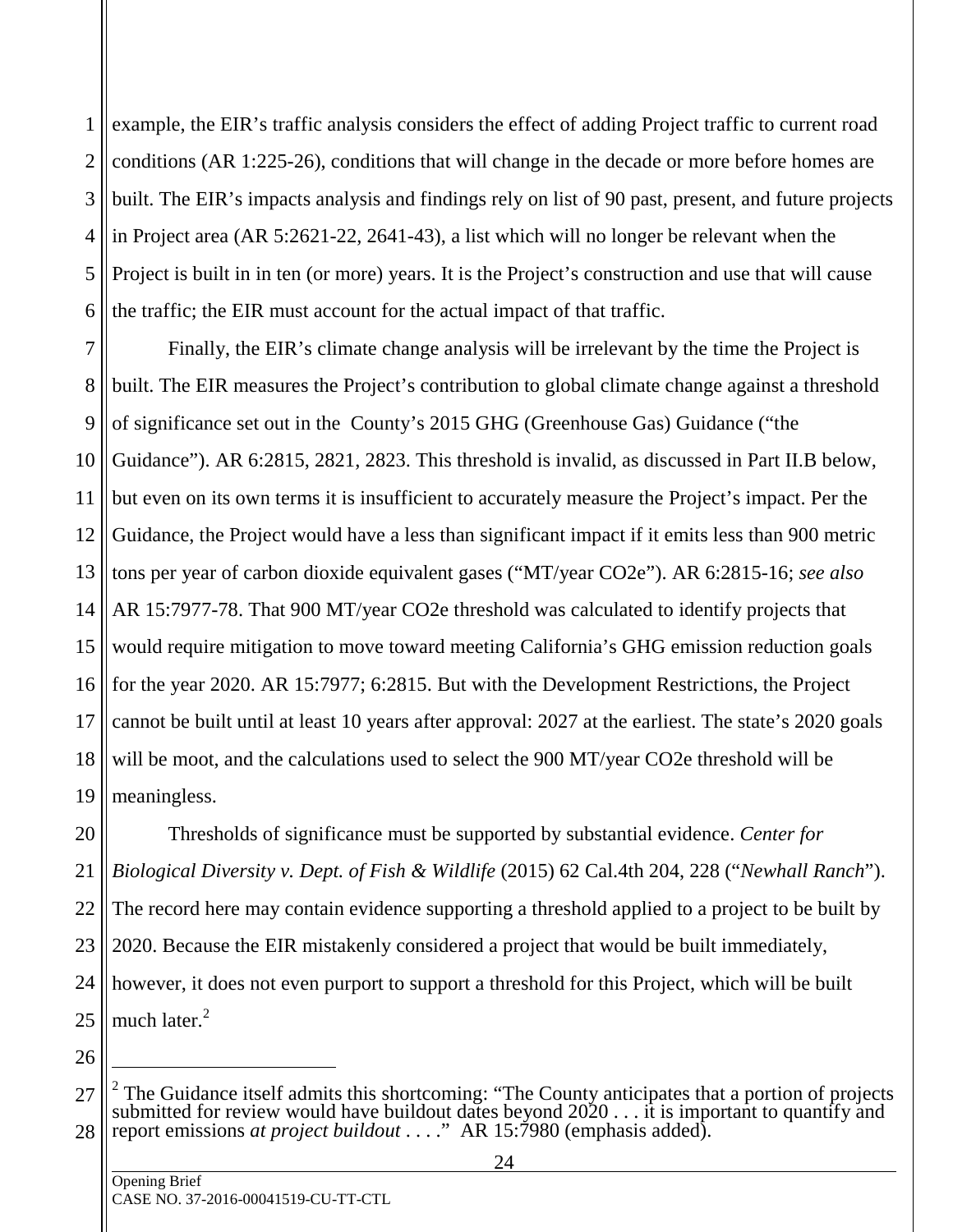example, the EIR's traffic analysis considers the effect of adding Project traffic to current road conditions (AR 1:225-26), conditions that will change in the decade or more before homes are built. The EIR's impacts analysis and findings rely on list of 90 past, present, and future projects in Project area (AR 5:2621-22, 2641-43), a list which will no longer be relevant when the Project is built in in ten (or more) years. It is the Project's construction and use that will cause the traffic; the EIR must account for the actual impact of that traffic.

Finally, the EIR's climate change analysis will be irrelevant by the time the Project is built. The EIR measures the Project's contribution to global climate change against a threshold of significance set out in the County's 2015 GHG (Greenhouse Gas) Guidance ("the Guidance"). AR 6:2815, 2821, 2823. This threshold is invalid, as discussed in Part II.B below, but even on its own terms it is insufficient to accurately measure the Project's impact. Per the Guidance, the Project would have a less than significant impact if it emits less than 900 metric tons per year of carbon dioxide equivalent gases ("MT/year CO2e"). AR 6:2815-16; *see also* AR 15:7977-78. That 900 MT/year CO2e threshold was calculated to identify projects that would require mitigation to move toward meeting California's GHG emission reduction goals for the year 2020. AR 15:7977; 6:2815. But with the Development Restrictions, the Project cannot be built until at least 10 years after approval: 2027 at the earliest. The state's 2020 goals will be moot, and the calculations used to select the 900 MT/year CO2e threshold will be meaningless.

Thresholds of significance must be supported by substantial evidence. *Center for Biological Diversity v. Dept. of Fish & Wildlife* (2015) 62 Cal.4th 204, 228 ("*Newhall Ranch*"). The record here may contain evidence supporting a threshold applied to a project to be built by 2020. Because the EIR mistakenly considered a project that would be built immediately, however, it does not even purport to support a threshold for this Project, which will be built much later.[2]

---

[2] The Guidance itself admits this shortcoming: "The County anticipates that a portion of projects submitted for review would have buildout dates beyond 2020 . . . it is important to quantify and report emissions *at project buildout* . . . ." AR 15:7980 (emphasis added).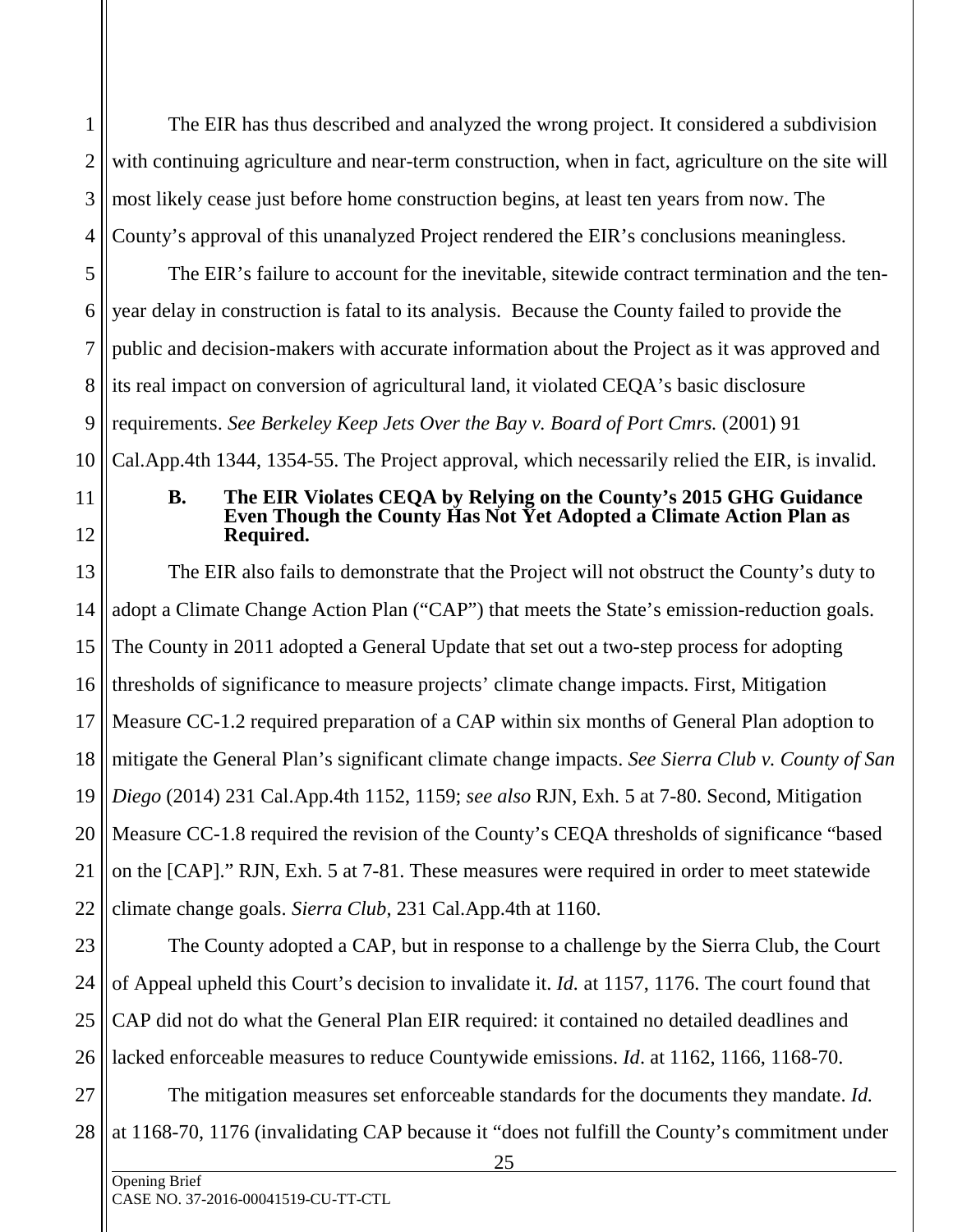The EIR has thus described and analyzed the wrong project. It considered a subdivision with continuing agriculture and near-term construction, when in fact, agriculture on the site will most likely cease just before home construction begins, at least ten years from now. The County's approval of this unanalyzed Project rendered the EIR's conclusions meaningless.

The EIR's failure to account for the inevitable, sitewide contract termination and the ten-year delay in construction is fatal to its analysis. Because the County failed to provide the public and decision-makers with accurate information about the Project as it was approved and its real impact on conversion of agricultural land, it violated CEQA's basic disclosure requirements. *See Berkeley Keep Jets Over the Bay v. Board of Port Cmrs.* (2001) 91 Cal.App.4th 1344, 1354-55. The Project approval, which necessarily relied the EIR, is invalid.

### B. The EIR Violates CEQA by Relying on the County's 2015 GHG Guidance Even Though the County Has Not Yet Adopted a Climate Action Plan as Required.

The EIR also fails to demonstrate that the Project will not obstruct the County's duty to adopt a Climate Change Action Plan ("CAP") that meets the State's emission-reduction goals. The County in 2011 adopted a General Update that set out a two-step process for adopting thresholds of significance to measure projects' climate change impacts. First, Mitigation Measure CC-1.2 required preparation of a CAP within six months of General Plan adoption to mitigate the General Plan's significant climate change impacts. *See Sierra Club v. County of San Diego* (2014) 231 Cal.App.4th 1152, 1159; *see also* RJN, Exh. 5 at 7-80. Second, Mitigation Measure CC-1.8 required the revision of the County's CEQA thresholds of significance "based on the [CAP]." RJN, Exh. 5 at 7-81. These measures were required in order to meet statewide climate change goals. *Sierra Club*, 231 Cal.App.4th at 1160.

The County adopted a CAP, but in response to a challenge by the Sierra Club, the Court of Appeal upheld this Court's decision to invalidate it. *Id.* at 1157, 1176. The court found that CAP did not do what the General Plan EIR required: it contained no detailed deadlines and lacked enforceable measures to reduce Countywide emissions. *Id*. at 1162, 1166, 1168-70.

The mitigation measures set enforceable standards for the documents they mandate. *Id.* at 1168-70, 1176 (invalidating CAP because it "does not fulfill the County's commitment under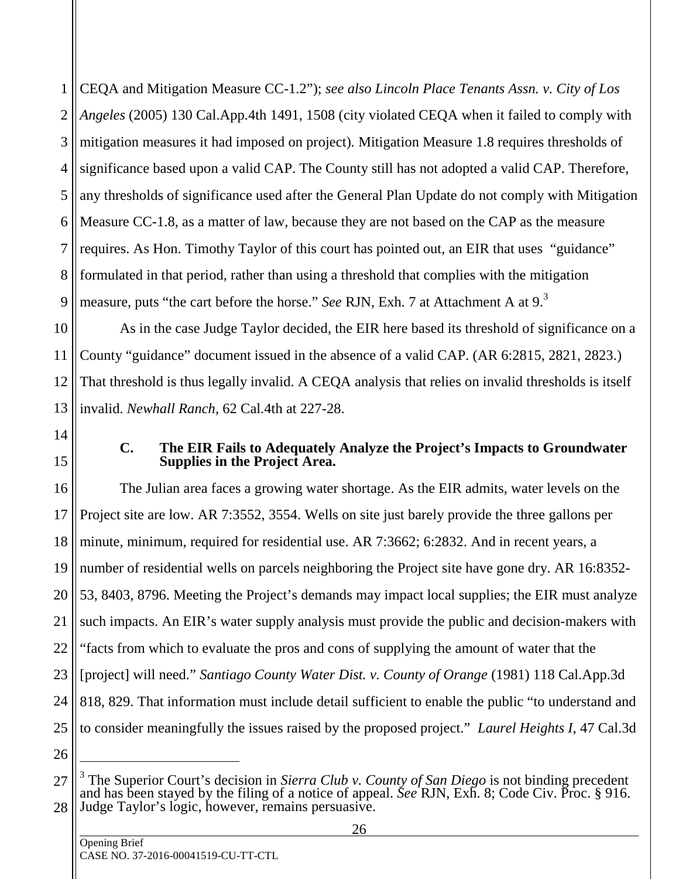CEQA and Mitigation Measure CC-1.2"); *see also Lincoln Place Tenants Assn. v. City of Los Angeles* (2005) 130 Cal.App.4th 1491, 1508 (city violated CEQA when it failed to comply with mitigation measures it had imposed on project). Mitigation Measure 1.8 requires thresholds of significance based upon a valid CAP. The County still has not adopted a valid CAP. Therefore, any thresholds of significance used after the General Plan Update do not comply with Mitigation Measure CC-1.8, as a matter of law, because they are not based on the CAP as the measure requires. As Hon. Timothy Taylor of this court has pointed out, an EIR that uses "guidance" formulated in that period, rather than using a threshold that complies with the mitigation measure, puts "the cart before the horse." *See* RJN, Exh. 7 at Attachment A at 9.[3]

As in the case Judge Taylor decided, the EIR here based its threshold of significance on a County "guidance" document issued in the absence of a valid CAP. (AR 6:2815, 2821, 2823.) That threshold is thus legally invalid. A CEQA analysis that relies on invalid thresholds is itself invalid. *Newhall Ranch*, 62 Cal.4th at 227-28.

### C. The EIR Fails to Adequately Analyze the Project's Impacts to Groundwater Supplies in the Project Area.

The Julian area faces a growing water shortage. As the EIR admits, water levels on the Project site are low. AR 7:3552, 3554. Wells on site just barely provide the three gallons per minute, minimum, required for residential use. AR 7:3662; 6:2832. And in recent years, a number of residential wells on parcels neighboring the Project site have gone dry. AR 16:8352-53, 8403, 8796. Meeting the Project's demands may impact local supplies; the EIR must analyze such impacts. An EIR's water supply analysis must provide the public and decision-makers with "facts from which to evaluate the pros and cons of supplying the amount of water that the [project] will need." *Santiago County Water Dist. v. County of Orange* (1981) 118 Cal.App.3d 818, 829. That information must include detail sufficient to enable the public "to understand and to consider meaningfully the issues raised by the proposed project." *Laurel Heights I*, 47 Cal.3d

---

[3] The Superior Court's decision in *Sierra Club v. County of San Diego* is not binding precedent and has been stayed by the filing of a notice of appeal. *See* RJN, Exh. 8; Code Civ. Proc. § 916. Judge Taylor's logic, however, remains persuasive.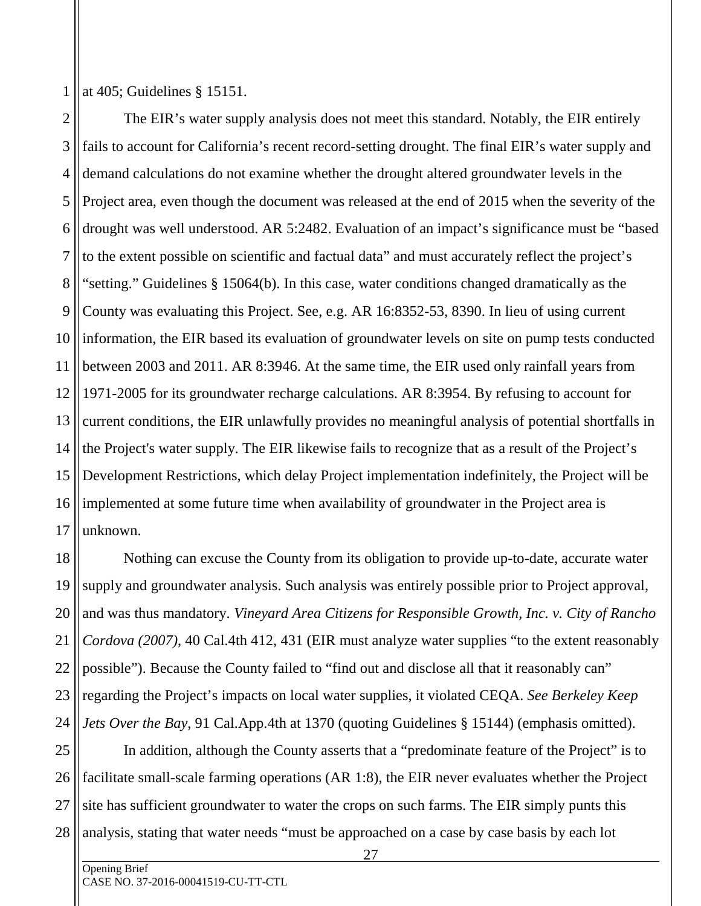at 405; Guidelines § 15151.

The EIR's water supply analysis does not meet this standard. Notably, the EIR entirely fails to account for California's recent record-setting drought. The final EIR's water supply and demand calculations do not examine whether the drought altered groundwater levels in the Project area, even though the document was released at the end of 2015 when the severity of the drought was well understood. AR 5:2482. Evaluation of an impact's significance must be "based to the extent possible on scientific and factual data" and must accurately reflect the project's "setting." Guidelines § 15064(b). In this case, water conditions changed dramatically as the County was evaluating this Project. See, e.g. AR 16:8352-53, 8390. In lieu of using current information, the EIR based its evaluation of groundwater levels on site on pump tests conducted between 2003 and 2011. AR 8:3946. At the same time, the EIR used only rainfall years from 1971-2005 for its groundwater recharge calculations. AR 8:3954. By refusing to account for current conditions, the EIR unlawfully provides no meaningful analysis of potential shortfalls in the Project's water supply. The EIR likewise fails to recognize that as a result of the Project's Development Restrictions, which delay Project implementation indefinitely, the Project will be implemented at some future time when availability of groundwater in the Project area is unknown.

Nothing can excuse the County from its obligation to provide up-to-date, accurate water supply and groundwater analysis. Such analysis was entirely possible prior to Project approval, and was thus mandatory. *Vineyard Area Citizens for Responsible Growth, Inc. v. City of Rancho Cordova (2007)*, 40 Cal.4th 412, 431 (EIR must analyze water supplies "to the extent reasonably possible"). Because the County failed to "find out and disclose all that it reasonably can" regarding the Project's impacts on local water supplies, it violated CEQA. *See Berkeley Keep Jets Over the Bay*, 91 Cal.App.4th at 1370 (quoting Guidelines § 15144) (emphasis omitted).

In addition, although the County asserts that a "predominate feature of the Project" is to facilitate small-scale farming operations (AR 1:8), the EIR never evaluates whether the Project site has sufficient groundwater to water the crops on such farms. The EIR simply punts this analysis, stating that water needs "must be approached on a case by case basis by each lot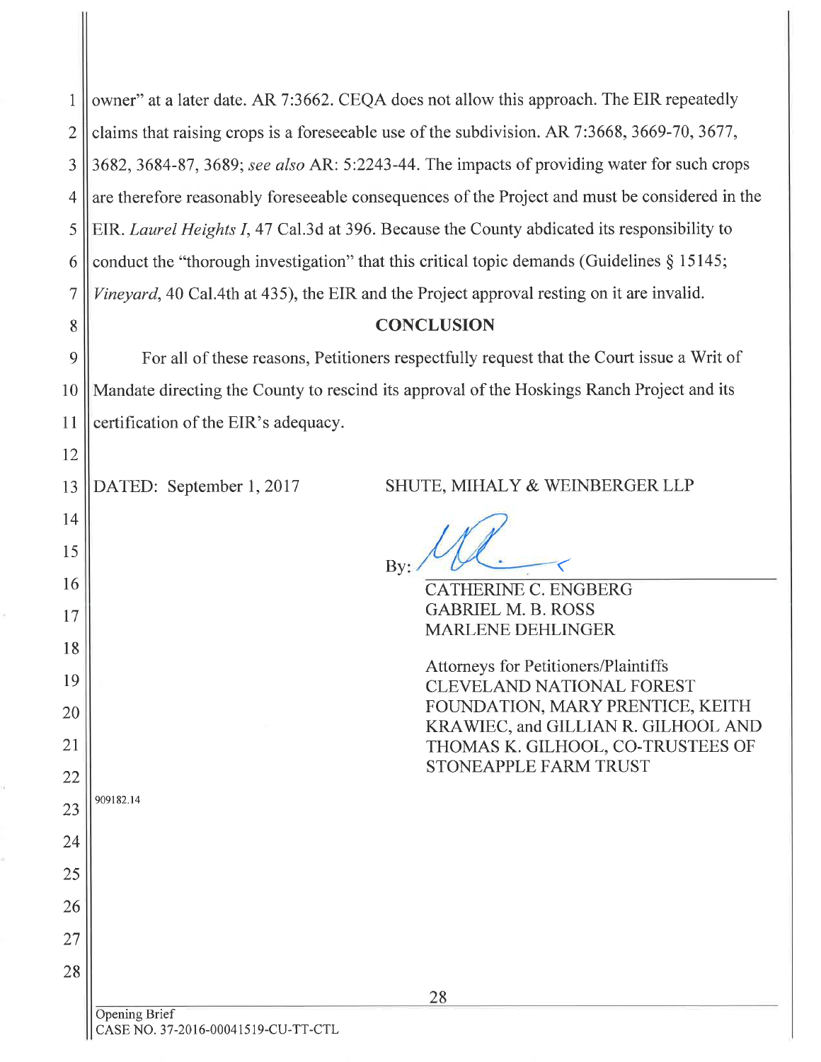owner" at a later date. AR 7:3662. CEQA does not allow this approach. The EIR repeatedly claims that raising crops is a foreseeable use of the subdivision. AR 7:3668, 3669-70, 3677, 3682, 3684-87, 3689; *see also* AR: 5:2243-44. The impacts of providing water for such crops are therefore reasonably foreseeable consequences of the Project and must be considered in the EIR. *Laurel Heights I*, 47 Cal.3d at 396. Because the County abdicated its responsibility to conduct the "thorough investigation" that this critical topic demands (Guidelines § 15145; *Vineyard*, 40 Cal.4th at 435), the EIR and the Project approval resting on it are invalid.

## CONCLUSION

For all of these reasons, Petitioners respectfully request that the Court issue a Writ of Mandate directing the County to rescind its approval of the Hoskings Ranch Project and its certification of the EIR's adequacy.

DATED: September 1, 2017

SHUTE, MIHALY & WEINBERGER LLP

By: ______________________

CATHERINE C. ENGBERG
GABRIEL M. B. ROSS
MARLENE DEHLINGER

Attorneys for Petitioners/Plaintiffs
CLEVELAND NATIONAL FOREST FOUNDATION, MARY PRENTICE, KEITH KRAWIEC, and GILLIAN R. GILHOOL AND THOMAS K. GILHOOL, CO-TRUSTEES OF STONEAPPLE FARM TRUST

909182.14

Opening Brief
CASE NO. 37-2016-00041519-CU-TT-CTL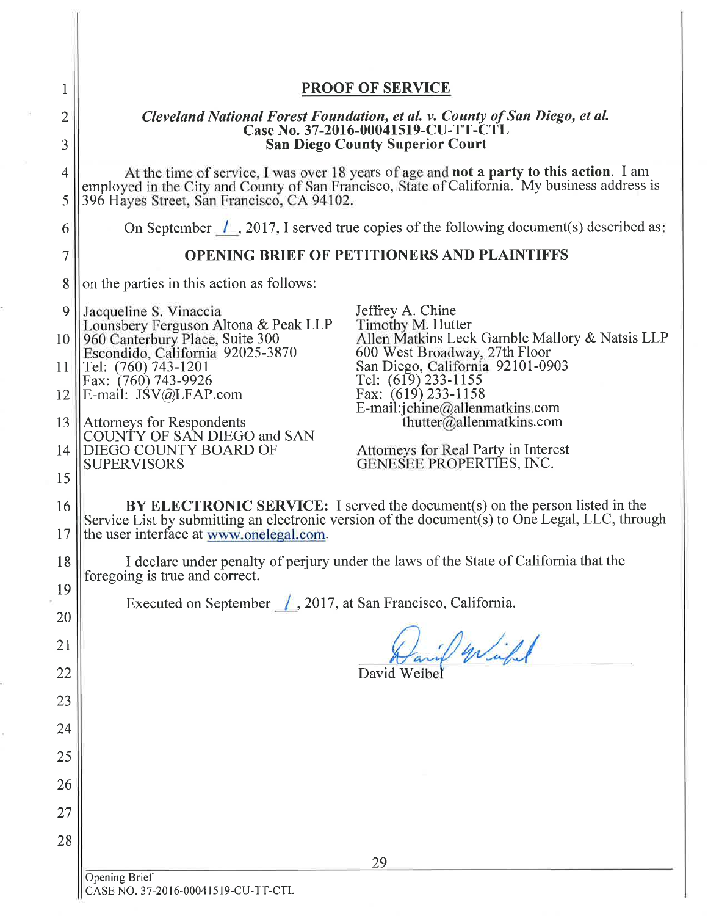# PROOF OF SERVICE

***Cleveland National Forest Foundation, et al. v. County of San Diego, et al.***
**Case No. 37-2016-00041519-CU-TT-CTL**
**San Diego County Superior Court**

At the time of service, I was over 18 years of age and **not a party to this action**. I am employed in the City and County of San Francisco, State of California. My business address is 396 Hayes Street, San Francisco, CA 94102.

On September 1, 2017, I served true copies of the following document(s) described as:

**OPENING BRIEF OF PETITIONERS AND PLAINTIFFS**

on the parties in this action as follows:

Jacqueline S. Vinaccia
Lounsbery Ferguson Altona & Peak LLP
960 Canterbury Place, Suite 300
Escondido, California 92025-3870
Tel: (760) 743-1201
Fax: (760) 743-9926
E-mail: JSV@LFAP.com

Attorneys for Respondents
COUNTY OF SAN DIEGO and SAN DIEGO COUNTY BOARD OF SUPERVISORS

Jeffrey A. Chine
Timothy M. Hutter
Allen Matkins Leck Gamble Mallory & Natsis LLP
600 West Broadway, 27th Floor
San Diego, California 92101-0903
Tel: (619) 233-1155
Fax: (619) 233-1158
E-mail: jchine@allenmatkins.com
thutter@allenmatkins.com

Attorneys for Real Party in Interest
GENESEE PROPERTIES, INC.

**BY ELECTRONIC SERVICE:** I served the document(s) on the person listed in the Service List by submitting an electronic version of the document(s) to One Legal, LLC, through the user interface at www.onelegal.com.

I declare under penalty of perjury under the laws of the State of California that the foregoing is true and correct.

Executed on September 1, 2017, at San Francisco, California.

David Weibel